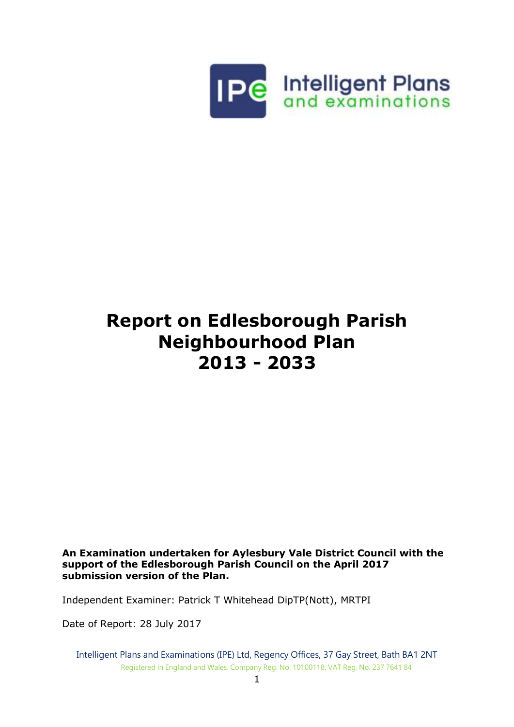Intelligent Plans and examinations

# Report on Edlesborough Parish Neighbourhood Plan 2013 - 2033

**An Examination undertaken for Aylesbury Vale District Council with the support of the Edlesborough Parish Council on the April 2017 submission version of the Plan.**

Independent Examiner: Patrick T Whitehead DipTP(Nott), MRTPI

Date of Report: 28 July 2017

Intelligent Plans and Examinations (IPE) Ltd, Regency Offices, 37 Gay Street, Bath BA1 2NT
Registered in England and Wales. Company Reg. No. 10100118. VAT Reg. No. 237 7641 84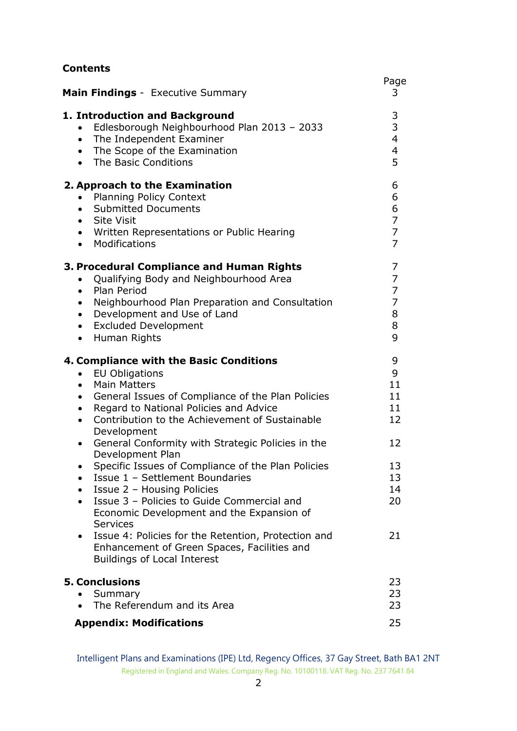**Contents**

| | Page |
|---|---|
| **Main Findings** - Executive Summary | 3 |
| **1. Introduction and Background** | 3 |
| • Edlesborough Neighbourhood Plan 2013 – 2033 | 3 |
| • The Independent Examiner | 4 |
| • The Scope of the Examination | 4 |
| • The Basic Conditions | 5 |
| **2. Approach to the Examination** | 6 |
| • Planning Policy Context | 6 |
| • Submitted Documents | 6 |
| • Site Visit | 7 |
| • Written Representations or Public Hearing | 7 |
| • Modifications | 7 |
| **3. Procedural Compliance and Human Rights** | 7 |
| • Qualifying Body and Neighbourhood Area | 7 |
| • Plan Period | 7 |
| • Neighbourhood Plan Preparation and Consultation | 7 |
| • Development and Use of Land | 8 |
| • Excluded Development | 8 |
| • Human Rights | 9 |
| **4. Compliance with the Basic Conditions** | 9 |
| • EU Obligations | 9 |
| • Main Matters | 11 |
| • General Issues of Compliance of the Plan Policies | 11 |
| • Regard to National Policies and Advice | 11 |
| • Contribution to the Achievement of Sustainable Development | 12 |
| • General Conformity with Strategic Policies in the Development Plan | 12 |
| • Specific Issues of Compliance of the Plan Policies | 13 |
| • Issue 1 – Settlement Boundaries | 13 |
| • Issue 2 – Housing Policies | 14 |
| • Issue 3 – Policies to Guide Commercial and Economic Development and the Expansion of Services | 20 |
| • Issue 4: Policies for the Retention, Protection and Enhancement of Green Spaces, Facilities and Buildings of Local Interest | 21 |
| **5. Conclusions** | 23 |
| • Summary | 23 |
| • The Referendum and its Area | 23 |
| **Appendix: Modifications** | 25 |

Intelligent Plans and Examinations (IPE) Ltd, Regency Offices, 37 Gay Street, Bath BA1 2NT
Registered in England and Wales. Company Reg. No. 10100118. VAT Reg. No. 237 7641 84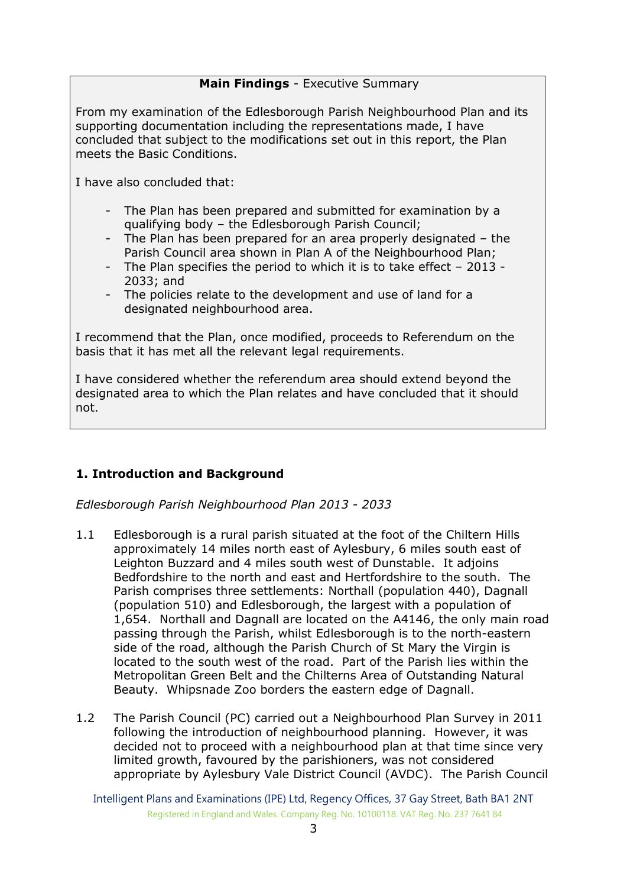**Main Findings** - Executive Summary

From my examination of the Edlesborough Parish Neighbourhood Plan and its supporting documentation including the representations made, I have concluded that subject to the modifications set out in this report, the Plan meets the Basic Conditions.

I have also concluded that:

- The Plan has been prepared and submitted for examination by a qualifying body – the Edlesborough Parish Council;
- The Plan has been prepared for an area properly designated – the Parish Council area shown in Plan A of the Neighbourhood Plan;
- The Plan specifies the period to which it is to take effect – 2013 - 2033; and
- The policies relate to the development and use of land for a designated neighbourhood area.

I recommend that the Plan, once modified, proceeds to Referendum on the basis that it has met all the relevant legal requirements.

I have considered whether the referendum area should extend beyond the designated area to which the Plan relates and have concluded that it should not.

## 1. Introduction and Background

*Edlesborough Parish Neighbourhood Plan 2013 - 2033*

1.1 Edlesborough is a rural parish situated at the foot of the Chiltern Hills approximately 14 miles north east of Aylesbury, 6 miles south east of Leighton Buzzard and 4 miles south west of Dunstable. It adjoins Bedfordshire to the north and east and Hertfordshire to the south. The Parish comprises three settlements: Northall (population 440), Dagnall (population 510) and Edlesborough, the largest with a population of 1,654. Northall and Dagnall are located on the A4146, the only main road passing through the Parish, whilst Edlesborough is to the north-eastern side of the road, although the Parish Church of St Mary the Virgin is located to the south west of the road. Part of the Parish lies within the Metropolitan Green Belt and the Chilterns Area of Outstanding Natural Beauty. Whipsnade Zoo borders the eastern edge of Dagnall.

1.2 The Parish Council (PC) carried out a Neighbourhood Plan Survey in 2011 following the introduction of neighbourhood planning. However, it was decided not to proceed with a neighbourhood plan at that time since very limited growth, favoured by the parishioners, was not considered appropriate by Aylesbury Vale District Council (AVDC). The Parish Council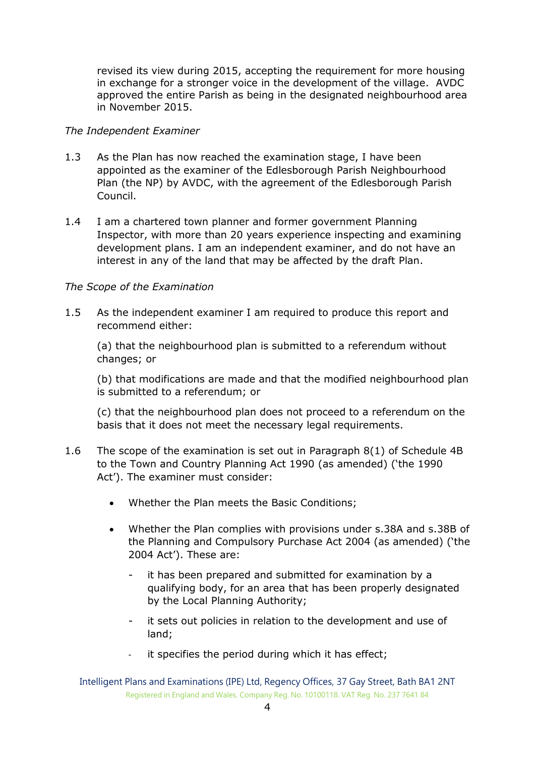revised its view during 2015, accepting the requirement for more housing in exchange for a stronger voice in the development of the village. AVDC approved the entire Parish as being in the designated neighbourhood area in November 2015.

*The Independent Examiner*

1.3 As the Plan has now reached the examination stage, I have been appointed as the examiner of the Edlesborough Parish Neighbourhood Plan (the NP) by AVDC, with the agreement of the Edlesborough Parish Council.

1.4 I am a chartered town planner and former government Planning Inspector, with more than 20 years experience inspecting and examining development plans. I am an independent examiner, and do not have an interest in any of the land that may be affected by the draft Plan.

*The Scope of the Examination*

1.5 As the independent examiner I am required to produce this report and recommend either:

(a) that the neighbourhood plan is submitted to a referendum without changes; or

(b) that modifications are made and that the modified neighbourhood plan is submitted to a referendum; or

(c) that the neighbourhood plan does not proceed to a referendum on the basis that it does not meet the necessary legal requirements.

1.6 The scope of the examination is set out in Paragraph 8(1) of Schedule 4B to the Town and Country Planning Act 1990 (as amended) ('the 1990 Act'). The examiner must consider:

- Whether the Plan meets the Basic Conditions;
- Whether the Plan complies with provisions under s.38A and s.38B of the Planning and Compulsory Purchase Act 2004 (as amended) ('the 2004 Act'). These are:
  - it has been prepared and submitted for examination by a qualifying body, for an area that has been properly designated by the Local Planning Authority;
  - it sets out policies in relation to the development and use of land;
  - it specifies the period during which it has effect;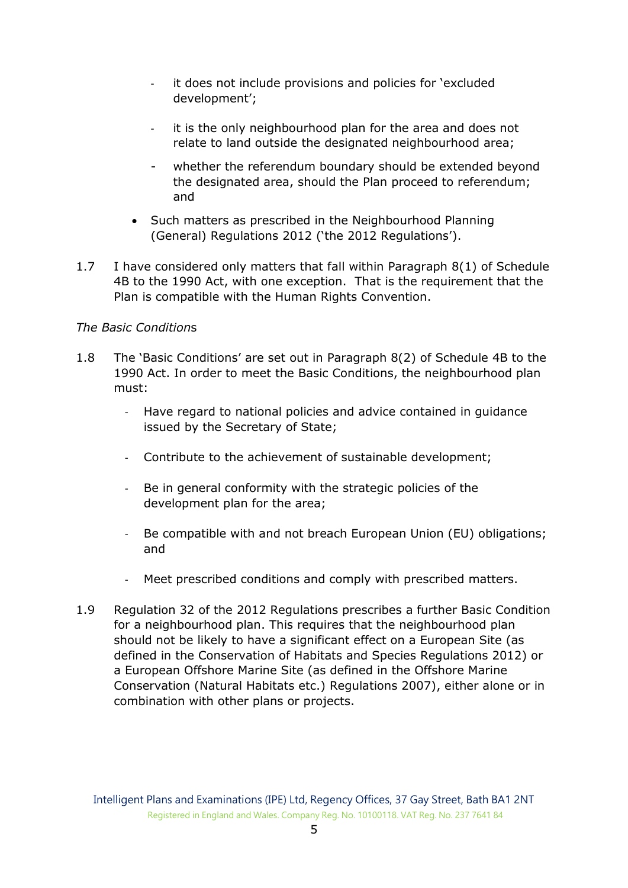- it does not include provisions and policies for 'excluded development';
- it is the only neighbourhood plan for the area and does not relate to land outside the designated neighbourhood area;
- whether the referendum boundary should be extended beyond the designated area, should the Plan proceed to referendum; and

- Such matters as prescribed in the Neighbourhood Planning (General) Regulations 2012 ('the 2012 Regulations').

1.7 I have considered only matters that fall within Paragraph 8(1) of Schedule 4B to the 1990 Act, with one exception. That is the requirement that the Plan is compatible with the Human Rights Convention.

*The Basic Condition*s

1.8 The 'Basic Conditions' are set out in Paragraph 8(2) of Schedule 4B to the 1990 Act. In order to meet the Basic Conditions, the neighbourhood plan must:

- Have regard to national policies and advice contained in guidance issued by the Secretary of State;
- Contribute to the achievement of sustainable development;
- Be in general conformity with the strategic policies of the development plan for the area;
- Be compatible with and not breach European Union (EU) obligations; and
- Meet prescribed conditions and comply with prescribed matters.

1.9 Regulation 32 of the 2012 Regulations prescribes a further Basic Condition for a neighbourhood plan. This requires that the neighbourhood plan should not be likely to have a significant effect on a European Site (as defined in the Conservation of Habitats and Species Regulations 2012) or a European Offshore Marine Site (as defined in the Offshore Marine Conservation (Natural Habitats etc.) Regulations 2007), either alone or in combination with other plans or projects.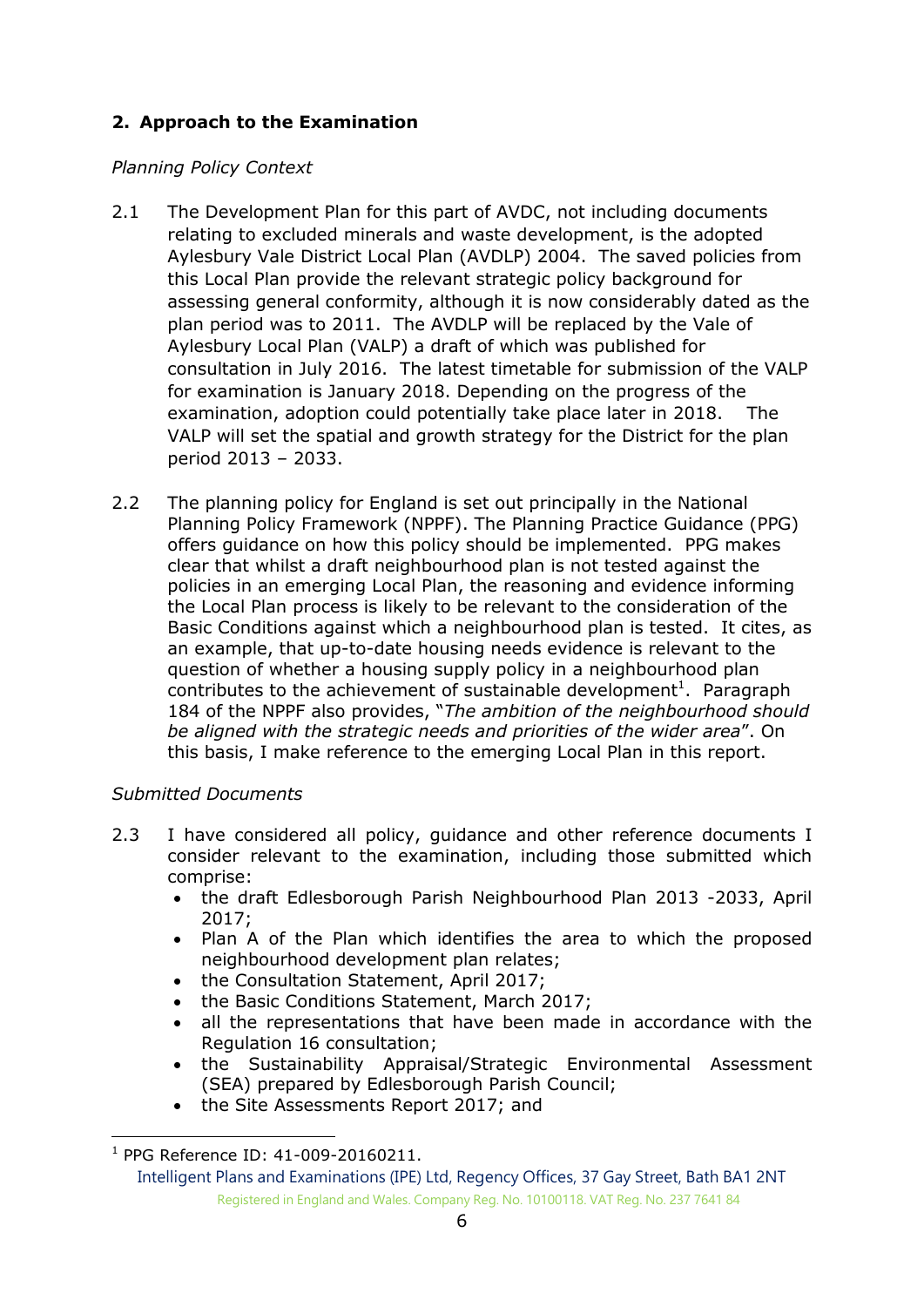## 2. Approach to the Examination

*Planning Policy Context*

2.1 The Development Plan for this part of AVDC, not including documents relating to excluded minerals and waste development, is the adopted Aylesbury Vale District Local Plan (AVDLP) 2004. The saved policies from this Local Plan provide the relevant strategic policy background for assessing general conformity, although it is now considerably dated as the plan period was to 2011. The AVDLP will be replaced by the Vale of Aylesbury Local Plan (VALP) a draft of which was published for consultation in July 2016. The latest timetable for submission of the VALP for examination is January 2018. Depending on the progress of the examination, adoption could potentially take place later in 2018. The VALP will set the spatial and growth strategy for the District for the plan period 2013 – 2033.

2.2 The planning policy for England is set out principally in the National Planning Policy Framework (NPPF). The Planning Practice Guidance (PPG) offers guidance on how this policy should be implemented. PPG makes clear that whilst a draft neighbourhood plan is not tested against the policies in an emerging Local Plan, the reasoning and evidence informing the Local Plan process is likely to be relevant to the consideration of the Basic Conditions against which a neighbourhood plan is tested. It cites, as an example, that up-to-date housing needs evidence is relevant to the question of whether a housing supply policy in a neighbourhood plan contributes to the achievement of sustainable development[1]. Paragraph 184 of the NPPF also provides, "*The ambition of the neighbourhood should be aligned with the strategic needs and priorities of the wider area*". On this basis, I make reference to the emerging Local Plan in this report.

*Submitted Documents*

2.3 I have considered all policy, guidance and other reference documents I consider relevant to the examination, including those submitted which comprise:

- the draft Edlesborough Parish Neighbourhood Plan 2013 -2033, April 2017;
- Plan A of the Plan which identifies the area to which the proposed neighbourhood development plan relates;
- the Consultation Statement, April 2017;
- the Basic Conditions Statement, March 2017;
- all the representations that have been made in accordance with the Regulation 16 consultation;
- the Sustainability Appraisal/Strategic Environmental Assessment (SEA) prepared by Edlesborough Parish Council;
- the Site Assessments Report 2017; and

[1] PPG Reference ID: 41-009-20160211.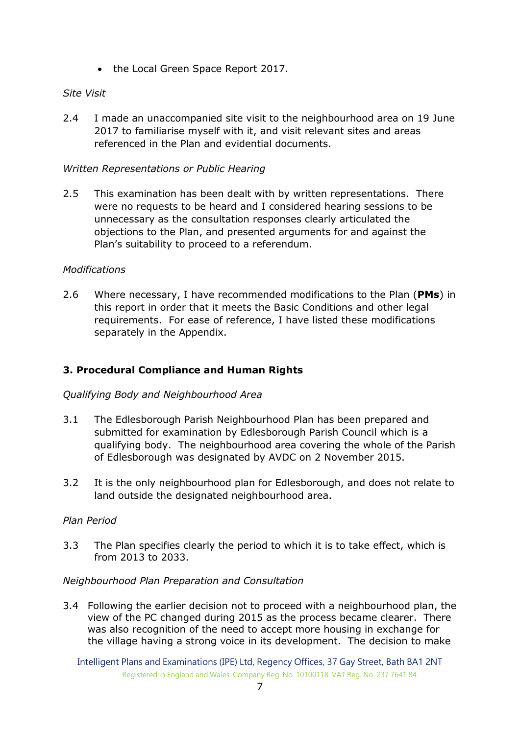- the Local Green Space Report 2017.

*Site Visit*

2.4 I made an unaccompanied site visit to the neighbourhood area on 19 June 2017 to familiarise myself with it, and visit relevant sites and areas referenced in the Plan and evidential documents.

*Written Representations or Public Hearing*

2.5 This examination has been dealt with by written representations. There were no requests to be heard and I considered hearing sessions to be unnecessary as the consultation responses clearly articulated the objections to the Plan, and presented arguments for and against the Plan's suitability to proceed to a referendum.

*Modifications*

2.6 Where necessary, I have recommended modifications to the Plan (**PMs**) in this report in order that it meets the Basic Conditions and other legal requirements. For ease of reference, I have listed these modifications separately in the Appendix.

## 3. Procedural Compliance and Human Rights

*Qualifying Body and Neighbourhood Area*

3.1 The Edlesborough Parish Neighbourhood Plan has been prepared and submitted for examination by Edlesborough Parish Council which is a qualifying body. The neighbourhood area covering the whole of the Parish of Edlesborough was designated by AVDC on 2 November 2015.

3.2 It is the only neighbourhood plan for Edlesborough, and does not relate to land outside the designated neighbourhood area.

*Plan Period*

3.3 The Plan specifies clearly the period to which it is to take effect, which is from 2013 to 2033.

*Neighbourhood Plan Preparation and Consultation*

3.4 Following the earlier decision not to proceed with a neighbourhood plan, the view of the PC changed during 2015 as the process became clearer. There was also recognition of the need to accept more housing in exchange for the village having a strong voice in its development. The decision to make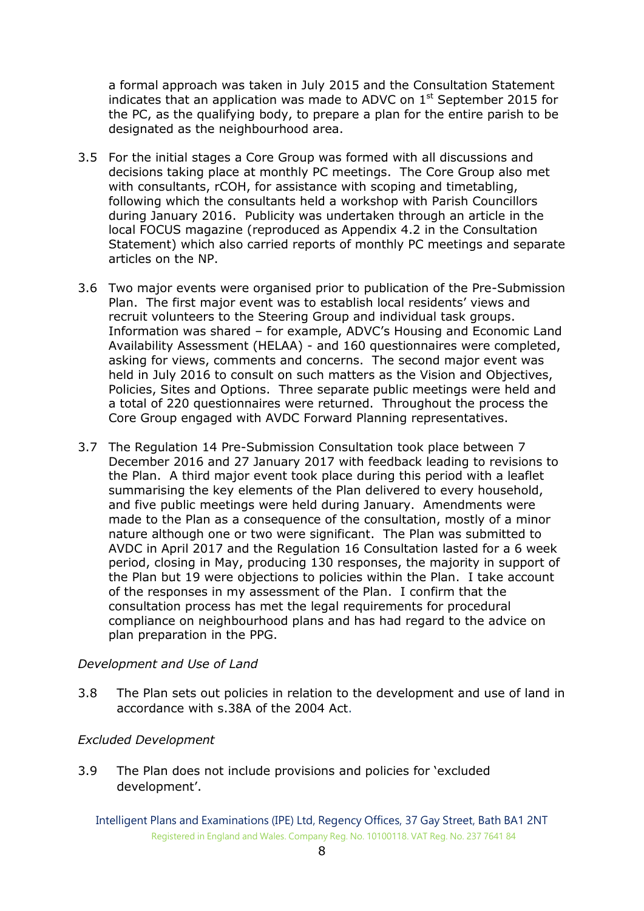a formal approach was taken in July 2015 and the Consultation Statement indicates that an application was made to ADVC on 1st September 2015 for the PC, as the qualifying body, to prepare a plan for the entire parish to be designated as the neighbourhood area.

3.5 For the initial stages a Core Group was formed with all discussions and decisions taking place at monthly PC meetings. The Core Group also met with consultants, rCOH, for assistance with scoping and timetabling, following which the consultants held a workshop with Parish Councillors during January 2016. Publicity was undertaken through an article in the local FOCUS magazine (reproduced as Appendix 4.2 in the Consultation Statement) which also carried reports of monthly PC meetings and separate articles on the NP.

3.6 Two major events were organised prior to publication of the Pre-Submission Plan. The first major event was to establish local residents' views and recruit volunteers to the Steering Group and individual task groups. Information was shared – for example, ADVC's Housing and Economic Land Availability Assessment (HELAA) - and 160 questionnaires were completed, asking for views, comments and concerns. The second major event was held in July 2016 to consult on such matters as the Vision and Objectives, Policies, Sites and Options. Three separate public meetings were held and a total of 220 questionnaires were returned. Throughout the process the Core Group engaged with AVDC Forward Planning representatives.

3.7 The Regulation 14 Pre-Submission Consultation took place between 7 December 2016 and 27 January 2017 with feedback leading to revisions to the Plan. A third major event took place during this period with a leaflet summarising the key elements of the Plan delivered to every household, and five public meetings were held during January. Amendments were made to the Plan as a consequence of the consultation, mostly of a minor nature although one or two were significant. The Plan was submitted to AVDC in April 2017 and the Regulation 16 Consultation lasted for a 6 week period, closing in May, producing 130 responses, the majority in support of the Plan but 19 were objections to policies within the Plan. I take account of the responses in my assessment of the Plan. I confirm that the consultation process has met the legal requirements for procedural compliance on neighbourhood plans and has had regard to the advice on plan preparation in the PPG.

*Development and Use of Land*

3.8 The Plan sets out policies in relation to the development and use of land in accordance with s.38A of the 2004 Act.

*Excluded Development*

3.9 The Plan does not include provisions and policies for 'excluded development'.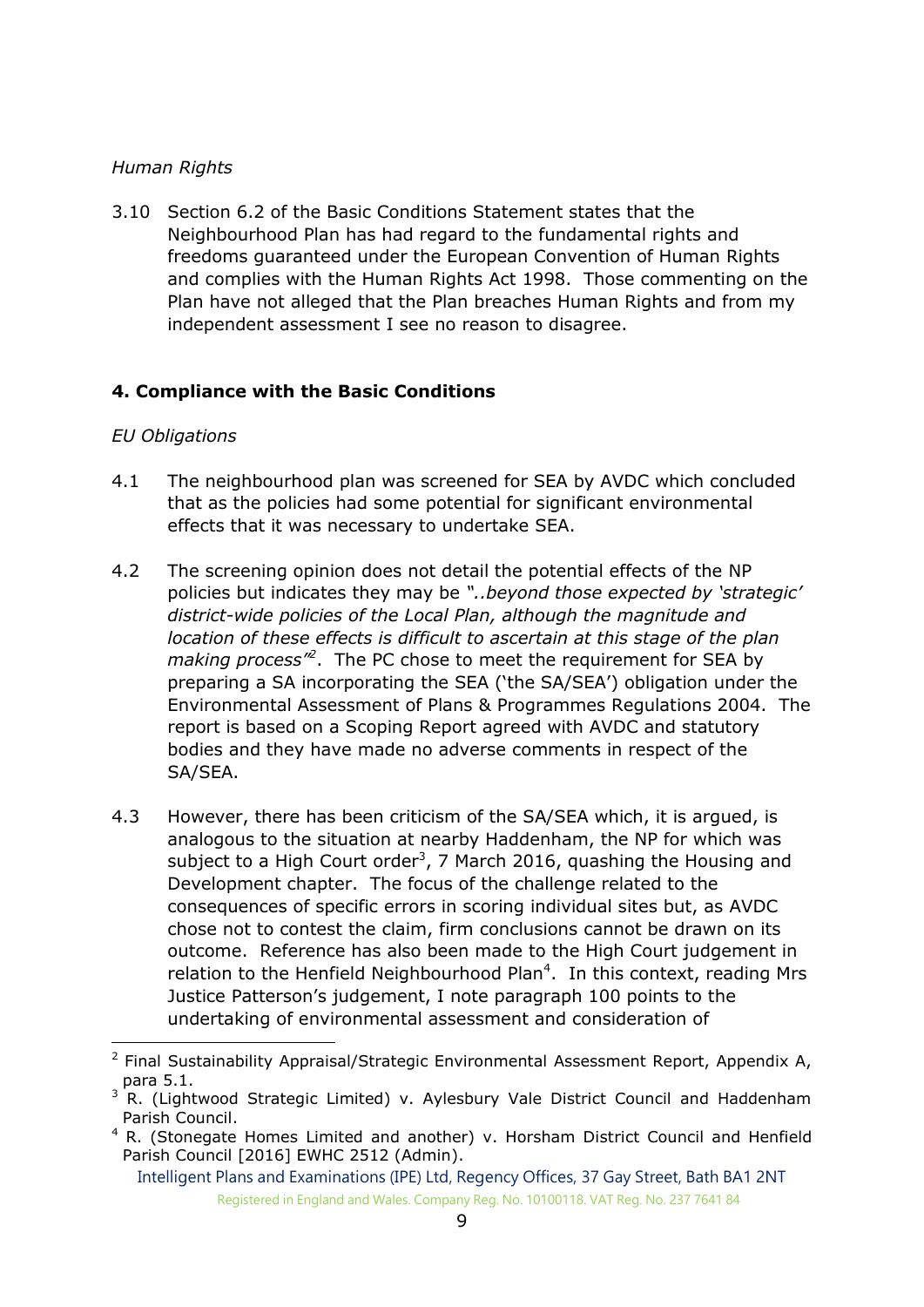*Human Rights*

3.10 Section 6.2 of the Basic Conditions Statement states that the Neighbourhood Plan has had regard to the fundamental rights and freedoms guaranteed under the European Convention of Human Rights and complies with the Human Rights Act 1998. Those commenting on the Plan have not alleged that the Plan breaches Human Rights and from my independent assessment I see no reason to disagree.

## 4. Compliance with the Basic Conditions

*EU Obligations*

4.1 The neighbourhood plan was screened for SEA by AVDC which concluded that as the policies had some potential for significant environmental effects that it was necessary to undertake SEA.

4.2 The screening opinion does not detail the potential effects of the NP policies but indicates they may be *"..beyond those expected by 'strategic' district-wide policies of the Local Plan, although the magnitude and location of these effects is difficult to ascertain at this stage of the plan making process"*[2]. The PC chose to meet the requirement for SEA by preparing a SA incorporating the SEA ('the SA/SEA') obligation under the Environmental Assessment of Plans & Programmes Regulations 2004. The report is based on a Scoping Report agreed with AVDC and statutory bodies and they have made no adverse comments in respect of the SA/SEA.

4.3 However, there has been criticism of the SA/SEA which, it is argued, is analogous to the situation at nearby Haddenham, the NP for which was subject to a High Court order[3], 7 March 2016, quashing the Housing and Development chapter. The focus of the challenge related to the consequences of specific errors in scoring individual sites but, as AVDC chose not to contest the claim, firm conclusions cannot be drawn on its outcome. Reference has also been made to the High Court judgement in relation to the Henfield Neighbourhood Plan[4]. In this context, reading Mrs Justice Patterson's judgement, I note paragraph 100 points to the undertaking of environmental assessment and consideration of

---

[2] Final Sustainability Appraisal/Strategic Environmental Assessment Report, Appendix A, para 5.1.

[3] R. (Lightwood Strategic Limited) v. Aylesbury Vale District Council and Haddenham Parish Council.

[4] R. (Stonegate Homes Limited and another) v. Horsham District Council and Henfield Parish Council [2016] EWHC 2512 (Admin).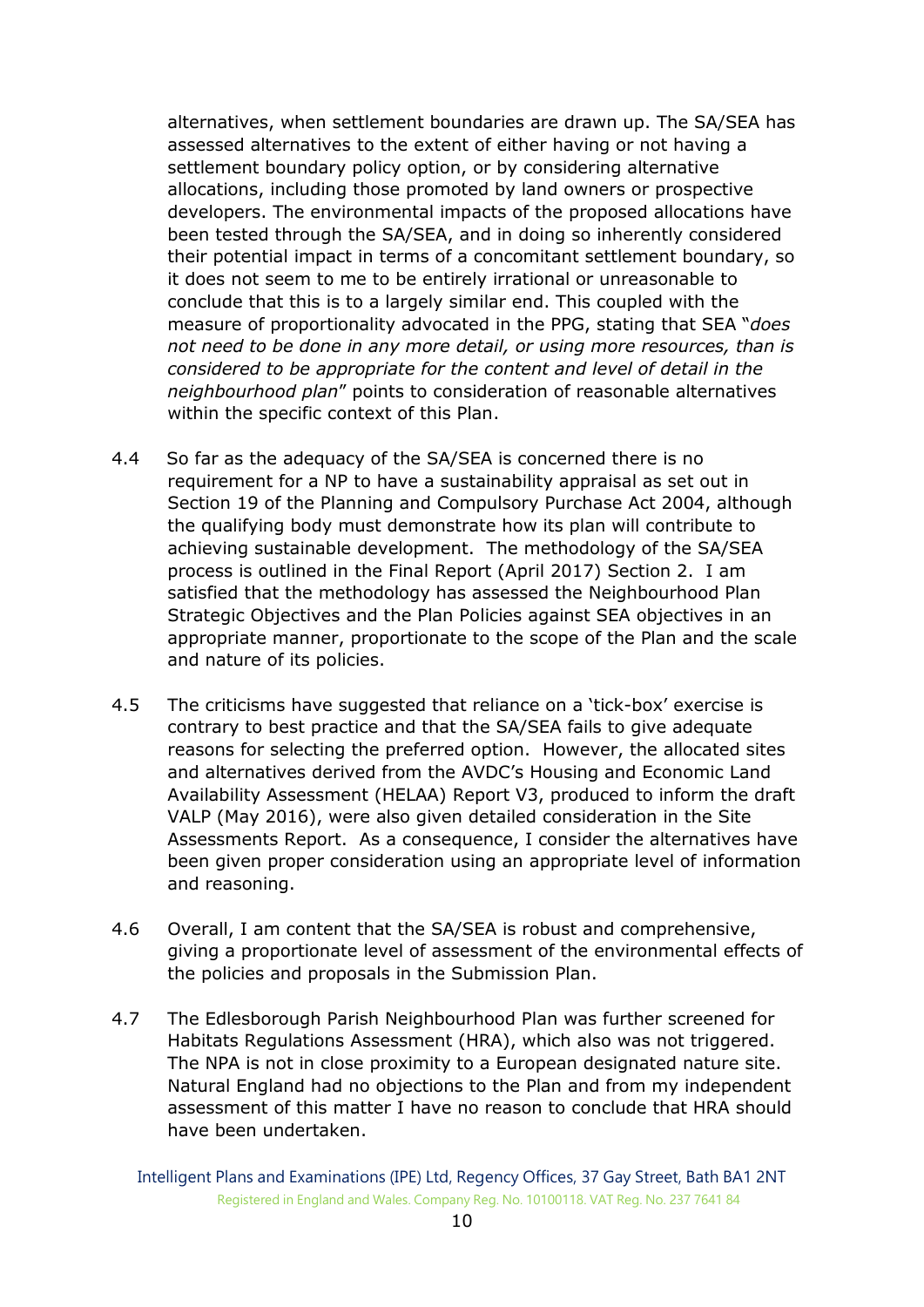alternatives, when settlement boundaries are drawn up. The SA/SEA has assessed alternatives to the extent of either having or not having a settlement boundary policy option, or by considering alternative allocations, including those promoted by land owners or prospective developers. The environmental impacts of the proposed allocations have been tested through the SA/SEA, and in doing so inherently considered their potential impact in terms of a concomitant settlement boundary, so it does not seem to me to be entirely irrational or unreasonable to conclude that this is to a largely similar end. This coupled with the measure of proportionality advocated in the PPG, stating that SEA "*does not need to be done in any more detail, or using more resources, than is considered to be appropriate for the content and level of detail in the neighbourhood plan*" points to consideration of reasonable alternatives within the specific context of this Plan.

4.4 So far as the adequacy of the SA/SEA is concerned there is no requirement for a NP to have a sustainability appraisal as set out in Section 19 of the Planning and Compulsory Purchase Act 2004, although the qualifying body must demonstrate how its plan will contribute to achieving sustainable development. The methodology of the SA/SEA process is outlined in the Final Report (April 2017) Section 2. I am satisfied that the methodology has assessed the Neighbourhood Plan Strategic Objectives and the Plan Policies against SEA objectives in an appropriate manner, proportionate to the scope of the Plan and the scale and nature of its policies.

4.5 The criticisms have suggested that reliance on a 'tick-box' exercise is contrary to best practice and that the SA/SEA fails to give adequate reasons for selecting the preferred option. However, the allocated sites and alternatives derived from the AVDC's Housing and Economic Land Availability Assessment (HELAA) Report V3, produced to inform the draft VALP (May 2016), were also given detailed consideration in the Site Assessments Report. As a consequence, I consider the alternatives have been given proper consideration using an appropriate level of information and reasoning.

4.6 Overall, I am content that the SA/SEA is robust and comprehensive, giving a proportionate level of assessment of the environmental effects of the policies and proposals in the Submission Plan.

4.7 The Edlesborough Parish Neighbourhood Plan was further screened for Habitats Regulations Assessment (HRA), which also was not triggered. The NPA is not in close proximity to a European designated nature site. Natural England had no objections to the Plan and from my independent assessment of this matter I have no reason to conclude that HRA should have been undertaken.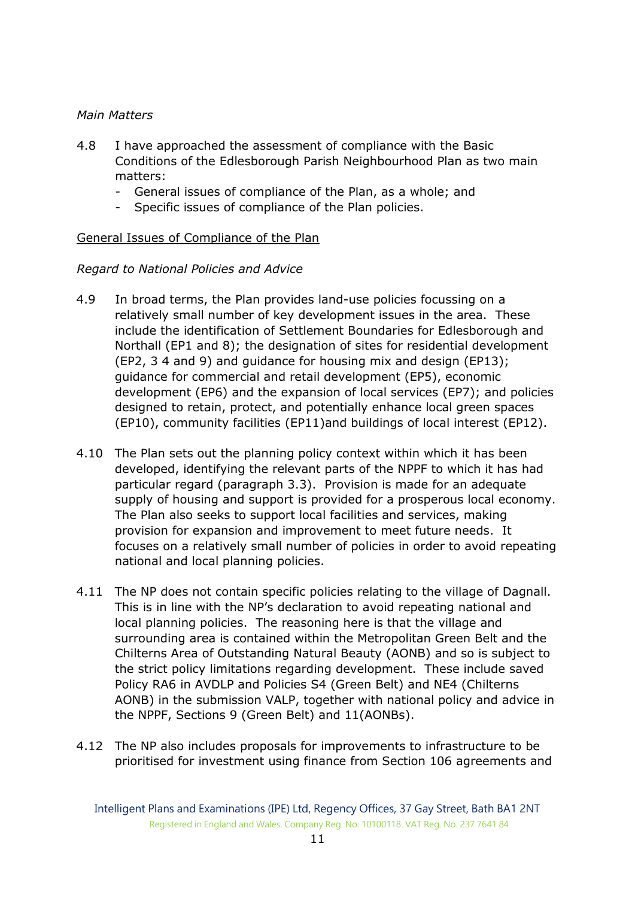*Main Matters*

4.8 I have approached the assessment of compliance with the Basic Conditions of the Edlesborough Parish Neighbourhood Plan as two main matters:

- General issues of compliance of the Plan, as a whole; and
- Specific issues of compliance of the Plan policies.

<u>General Issues of Compliance of the Plan</u>

*Regard to National Policies and Advice*

4.9 In broad terms, the Plan provides land-use policies focussing on a relatively small number of key development issues in the area. These include the identification of Settlement Boundaries for Edlesborough and Northall (EP1 and 8); the designation of sites for residential development (EP2, 3 4 and 9) and guidance for housing mix and design (EP13); guidance for commercial and retail development (EP5), economic development (EP6) and the expansion of local services (EP7); and policies designed to retain, protect, and potentially enhance local green spaces (EP10), community facilities (EP11)and buildings of local interest (EP12).

4.10 The Plan sets out the planning policy context within which it has been developed, identifying the relevant parts of the NPPF to which it has had particular regard (paragraph 3.3). Provision is made for an adequate supply of housing and support is provided for a prosperous local economy. The Plan also seeks to support local facilities and services, making provision for expansion and improvement to meet future needs. It focuses on a relatively small number of policies in order to avoid repeating national and local planning policies.

4.11 The NP does not contain specific policies relating to the village of Dagnall. This is in line with the NP's declaration to avoid repeating national and local planning policies. The reasoning here is that the village and surrounding area is contained within the Metropolitan Green Belt and the Chilterns Area of Outstanding Natural Beauty (AONB) and so is subject to the strict policy limitations regarding development. These include saved Policy RA6 in AVDLP and Policies S4 (Green Belt) and NE4 (Chilterns AONB) in the submission VALP, together with national policy and advice in the NPPF, Sections 9 (Green Belt) and 11(AONBs).

4.12 The NP also includes proposals for improvements to infrastructure to be prioritised for investment using finance from Section 106 agreements and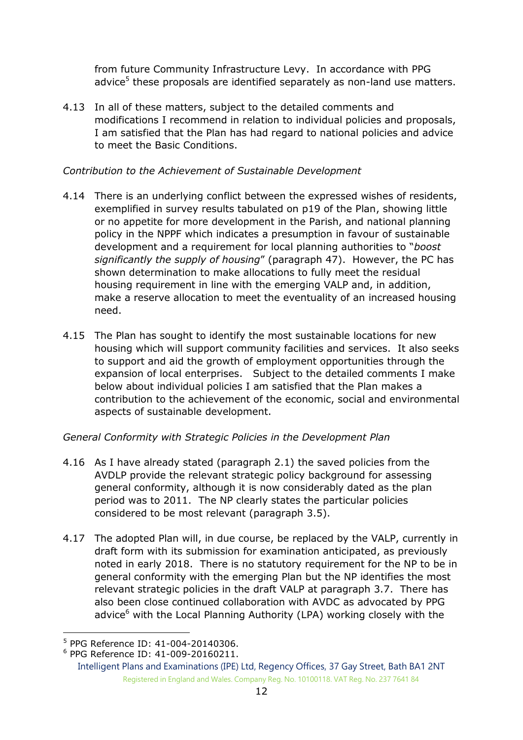from future Community Infrastructure Levy. In accordance with PPG advice[5] these proposals are identified separately as non-land use matters.

4.13 In all of these matters, subject to the detailed comments and modifications I recommend in relation to individual policies and proposals, I am satisfied that the Plan has had regard to national policies and advice to meet the Basic Conditions.

*Contribution to the Achievement of Sustainable Development*

4.14 There is an underlying conflict between the expressed wishes of residents, exemplified in survey results tabulated on p19 of the Plan, showing little or no appetite for more development in the Parish, and national planning policy in the NPPF which indicates a presumption in favour of sustainable development and a requirement for local planning authorities to "*boost significantly the supply of housing*" (paragraph 47). However, the PC has shown determination to make allocations to fully meet the residual housing requirement in line with the emerging VALP and, in addition, make a reserve allocation to meet the eventuality of an increased housing need.

4.15 The Plan has sought to identify the most sustainable locations for new housing which will support community facilities and services. It also seeks to support and aid the growth of employment opportunities through the expansion of local enterprises. Subject to the detailed comments I make below about individual policies I am satisfied that the Plan makes a contribution to the achievement of the economic, social and environmental aspects of sustainable development.

*General Conformity with Strategic Policies in the Development Plan*

4.16 As I have already stated (paragraph 2.1) the saved policies from the AVDLP provide the relevant strategic policy background for assessing general conformity, although it is now considerably dated as the plan period was to 2011. The NP clearly states the particular policies considered to be most relevant (paragraph 3.5).

4.17 The adopted Plan will, in due course, be replaced by the VALP, currently in draft form with its submission for examination anticipated, as previously noted in early 2018. There is no statutory requirement for the NP to be in general conformity with the emerging Plan but the NP identifies the most relevant strategic policies in the draft VALP at paragraph 3.7. There has also been close continued collaboration with AVDC as advocated by PPG advice[6] with the Local Planning Authority (LPA) working closely with the

---

[5] PPG Reference ID: 41-004-20140306.

[6] PPG Reference ID: 41-009-20160211.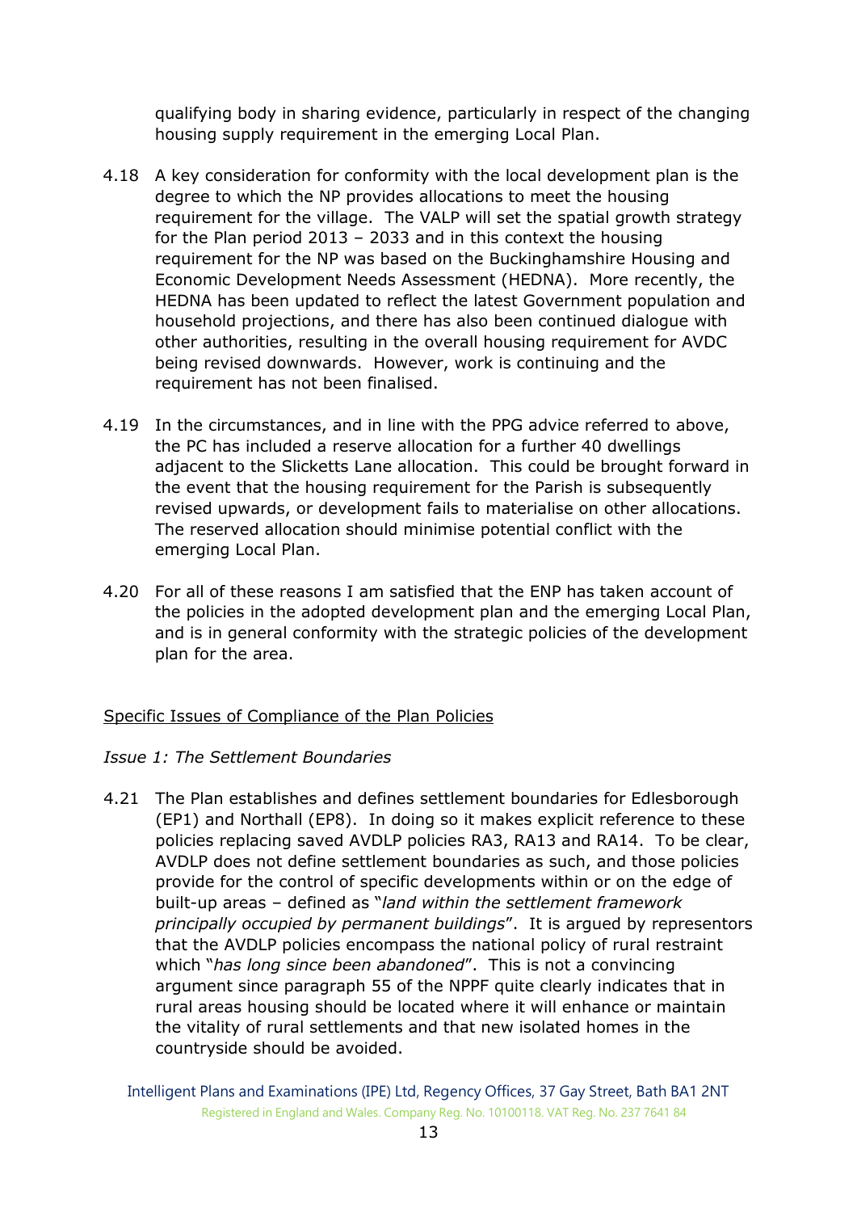qualifying body in sharing evidence, particularly in respect of the changing housing supply requirement in the emerging Local Plan.

4.18 A key consideration for conformity with the local development plan is the degree to which the NP provides allocations to meet the housing requirement for the village. The VALP will set the spatial growth strategy for the Plan period 2013 – 2033 and in this context the housing requirement for the NP was based on the Buckinghamshire Housing and Economic Development Needs Assessment (HEDNA). More recently, the HEDNA has been updated to reflect the latest Government population and household projections, and there has also been continued dialogue with other authorities, resulting in the overall housing requirement for AVDC being revised downwards. However, work is continuing and the requirement has not been finalised.

4.19 In the circumstances, and in line with the PPG advice referred to above, the PC has included a reserve allocation for a further 40 dwellings adjacent to the Slicketts Lane allocation. This could be brought forward in the event that the housing requirement for the Parish is subsequently revised upwards, or development fails to materialise on other allocations. The reserved allocation should minimise potential conflict with the emerging Local Plan.

4.20 For all of these reasons I am satisfied that the ENP has taken account of the policies in the adopted development plan and the emerging Local Plan, and is in general conformity with the strategic policies of the development plan for the area.

<u>Specific Issues of Compliance of the Plan Policies</u>

*Issue 1: The Settlement Boundaries*

4.21 The Plan establishes and defines settlement boundaries for Edlesborough (EP1) and Northall (EP8). In doing so it makes explicit reference to these policies replacing saved AVDLP policies RA3, RA13 and RA14. To be clear, AVDLP does not define settlement boundaries as such, and those policies provide for the control of specific developments within or on the edge of built-up areas – defined as "*land within the settlement framework principally occupied by permanent buildings*". It is argued by representors that the AVDLP policies encompass the national policy of rural restraint which "*has long since been abandoned*". This is not a convincing argument since paragraph 55 of the NPPF quite clearly indicates that in rural areas housing should be located where it will enhance or maintain the vitality of rural settlements and that new isolated homes in the countryside should be avoided.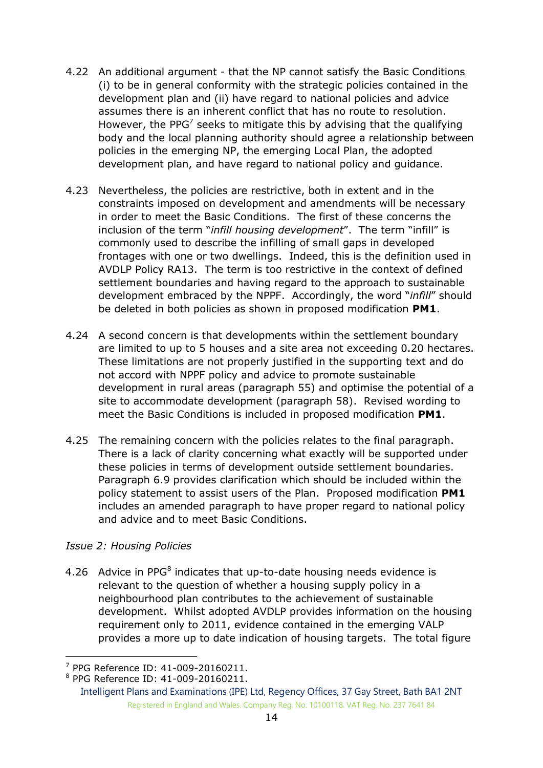4.22 An additional argument - that the NP cannot satisfy the Basic Conditions (i) to be in general conformity with the strategic policies contained in the development plan and (ii) have regard to national policies and advice assumes there is an inherent conflict that has no route to resolution. However, the PPG[7] seeks to mitigate this by advising that the qualifying body and the local planning authority should agree a relationship between policies in the emerging NP, the emerging Local Plan, the adopted development plan, and have regard to national policy and guidance.

4.23 Nevertheless, the policies are restrictive, both in extent and in the constraints imposed on development and amendments will be necessary in order to meet the Basic Conditions. The first of these concerns the inclusion of the term "*infill housing development*". The term "infill" is commonly used to describe the infilling of small gaps in developed frontages with one or two dwellings. Indeed, this is the definition used in AVDLP Policy RA13. The term is too restrictive in the context of defined settlement boundaries and having regard to the approach to sustainable development embraced by the NPPF. Accordingly, the word "*infill*" should be deleted in both policies as shown in proposed modification **PM1**.

4.24 A second concern is that developments within the settlement boundary are limited to up to 5 houses and a site area not exceeding 0.20 hectares. These limitations are not properly justified in the supporting text and do not accord with NPPF policy and advice to promote sustainable development in rural areas (paragraph 55) and optimise the potential of a site to accommodate development (paragraph 58). Revised wording to meet the Basic Conditions is included in proposed modification **PM1**.

4.25 The remaining concern with the policies relates to the final paragraph. There is a lack of clarity concerning what exactly will be supported under these policies in terms of development outside settlement boundaries. Paragraph 6.9 provides clarification which should be included within the policy statement to assist users of the Plan. Proposed modification **PM1** includes an amended paragraph to have proper regard to national policy and advice and to meet Basic Conditions.

*Issue 2: Housing Policies*

4.26 Advice in PPG[8] indicates that up-to-date housing needs evidence is relevant to the question of whether a housing supply policy in a neighbourhood plan contributes to the achievement of sustainable development. Whilst adopted AVDLP provides information on the housing requirement only to 2011, evidence contained in the emerging VALP provides a more up to date indication of housing targets. The total figure

[7] PPG Reference ID: 41-009-20160211.
[8] PPG Reference ID: 41-009-20160211.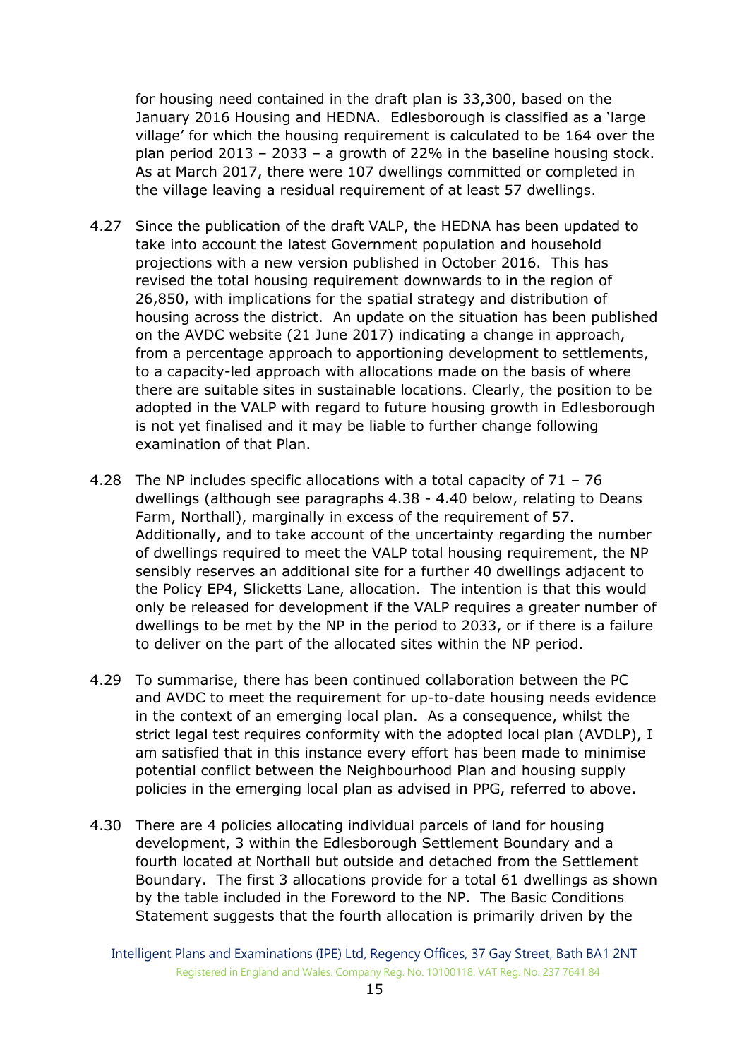for housing need contained in the draft plan is 33,300, based on the January 2016 Housing and HEDNA. Edlesborough is classified as a 'large village' for which the housing requirement is calculated to be 164 over the plan period 2013 – 2033 – a growth of 22% in the baseline housing stock. As at March 2017, there were 107 dwellings committed or completed in the village leaving a residual requirement of at least 57 dwellings.

4.27 Since the publication of the draft VALP, the HEDNA has been updated to take into account the latest Government population and household projections with a new version published in October 2016. This has revised the total housing requirement downwards to in the region of 26,850, with implications for the spatial strategy and distribution of housing across the district. An update on the situation has been published on the AVDC website (21 June 2017) indicating a change in approach, from a percentage approach to apportioning development to settlements, to a capacity-led approach with allocations made on the basis of where there are suitable sites in sustainable locations. Clearly, the position to be adopted in the VALP with regard to future housing growth in Edlesborough is not yet finalised and it may be liable to further change following examination of that Plan.

4.28 The NP includes specific allocations with a total capacity of 71 – 76 dwellings (although see paragraphs 4.38 - 4.40 below, relating to Deans Farm, Northall), marginally in excess of the requirement of 57. Additionally, and to take account of the uncertainty regarding the number of dwellings required to meet the VALP total housing requirement, the NP sensibly reserves an additional site for a further 40 dwellings adjacent to the Policy EP4, Slicketts Lane, allocation. The intention is that this would only be released for development if the VALP requires a greater number of dwellings to be met by the NP in the period to 2033, or if there is a failure to deliver on the part of the allocated sites within the NP period.

4.29 To summarise, there has been continued collaboration between the PC and AVDC to meet the requirement for up-to-date housing needs evidence in the context of an emerging local plan. As a consequence, whilst the strict legal test requires conformity with the adopted local plan (AVDLP), I am satisfied that in this instance every effort has been made to minimise potential conflict between the Neighbourhood Plan and housing supply policies in the emerging local plan as advised in PPG, referred to above.

4.30 There are 4 policies allocating individual parcels of land for housing development, 3 within the Edlesborough Settlement Boundary and a fourth located at Northall but outside and detached from the Settlement Boundary. The first 3 allocations provide for a total 61 dwellings as shown by the table included in the Foreword to the NP. The Basic Conditions Statement suggests that the fourth allocation is primarily driven by the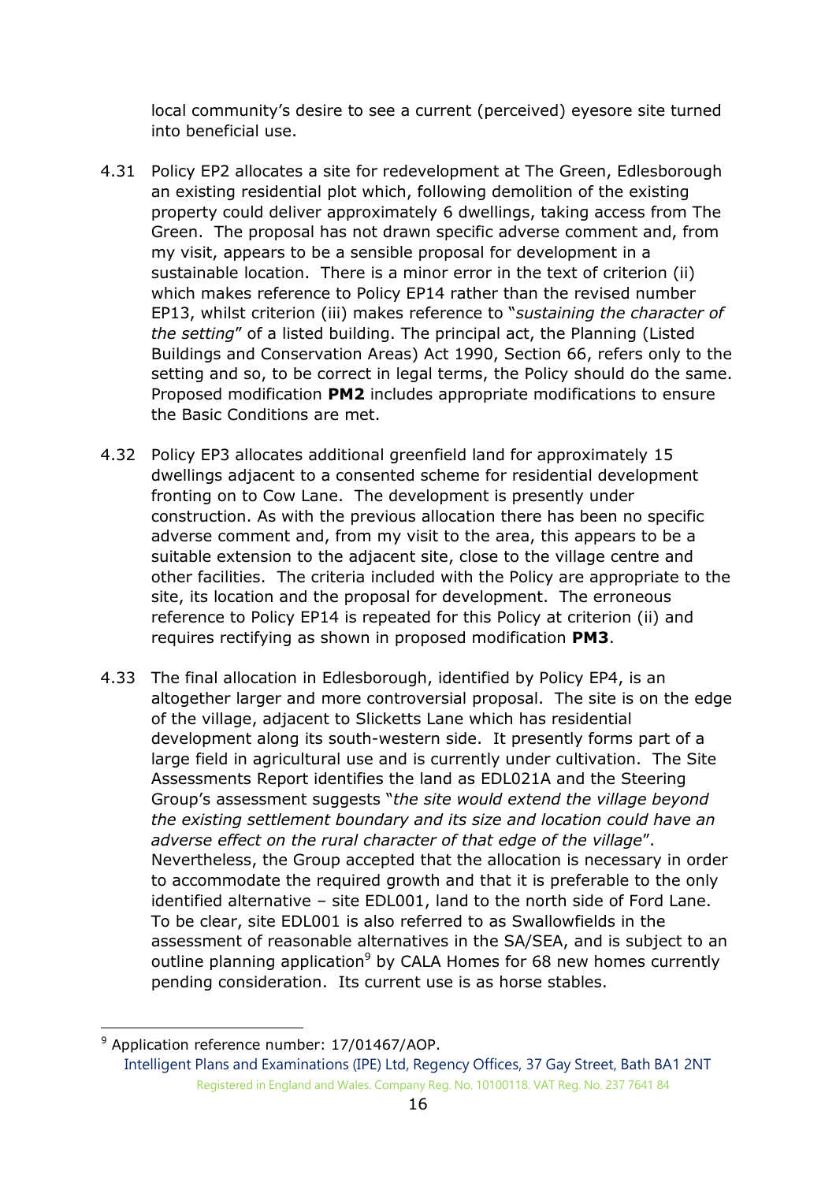local community's desire to see a current (perceived) eyesore site turned into beneficial use.

4.31 Policy EP2 allocates a site for redevelopment at The Green, Edlesborough an existing residential plot which, following demolition of the existing property could deliver approximately 6 dwellings, taking access from The Green. The proposal has not drawn specific adverse comment and, from my visit, appears to be a sensible proposal for development in a sustainable location. There is a minor error in the text of criterion (ii) which makes reference to Policy EP14 rather than the revised number EP13, whilst criterion (iii) makes reference to "*sustaining the character of the setting*" of a listed building. The principal act, the Planning (Listed Buildings and Conservation Areas) Act 1990, Section 66, refers only to the setting and so, to be correct in legal terms, the Policy should do the same. Proposed modification **PM2** includes appropriate modifications to ensure the Basic Conditions are met.

4.32 Policy EP3 allocates additional greenfield land for approximately 15 dwellings adjacent to a consented scheme for residential development fronting on to Cow Lane. The development is presently under construction. As with the previous allocation there has been no specific adverse comment and, from my visit to the area, this appears to be a suitable extension to the adjacent site, close to the village centre and other facilities. The criteria included with the Policy are appropriate to the site, its location and the proposal for development. The erroneous reference to Policy EP14 is repeated for this Policy at criterion (ii) and requires rectifying as shown in proposed modification **PM3**.

4.33 The final allocation in Edlesborough, identified by Policy EP4, is an altogether larger and more controversial proposal. The site is on the edge of the village, adjacent to Slicketts Lane which has residential development along its south-western side. It presently forms part of a large field in agricultural use and is currently under cultivation. The Site Assessments Report identifies the land as EDL021A and the Steering Group's assessment suggests "*the site would extend the village beyond the existing settlement boundary and its size and location could have an adverse effect on the rural character of that edge of the village*". Nevertheless, the Group accepted that the allocation is necessary in order to accommodate the required growth and that it is preferable to the only identified alternative – site EDL001, land to the north side of Ford Lane. To be clear, site EDL001 is also referred to as Swallowfields in the assessment of reasonable alternatives in the SA/SEA, and is subject to an outline planning application[9] by CALA Homes for 68 new homes currently pending consideration. Its current use is as horse stables.

[9] Application reference number: 17/01467/AOP.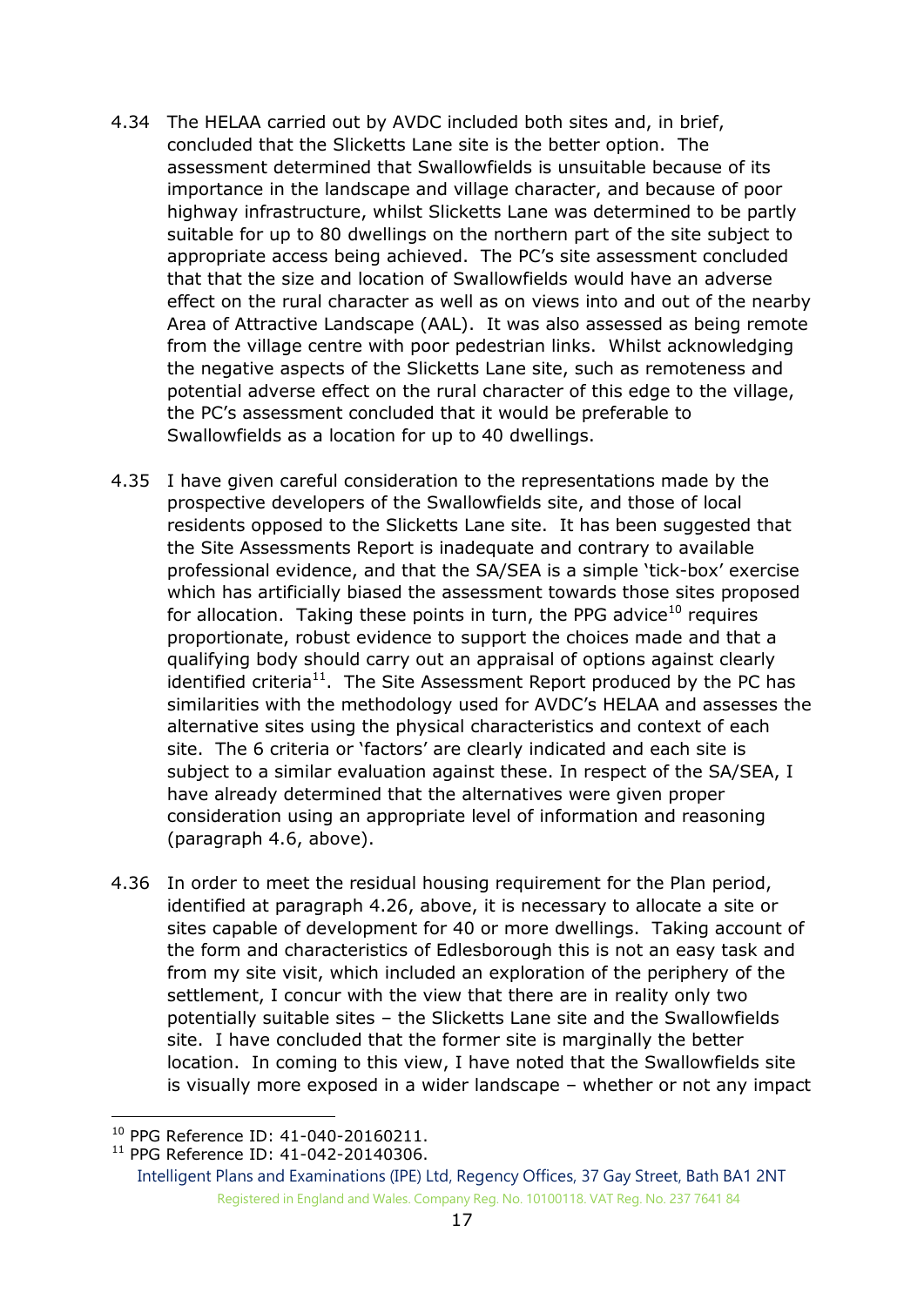4.34 The HELAA carried out by AVDC included both sites and, in brief, concluded that the Slicketts Lane site is the better option. The assessment determined that Swallowfields is unsuitable because of its importance in the landscape and village character, and because of poor highway infrastructure, whilst Slicketts Lane was determined to be partly suitable for up to 80 dwellings on the northern part of the site subject to appropriate access being achieved. The PC's site assessment concluded that that the size and location of Swallowfields would have an adverse effect on the rural character as well as on views into and out of the nearby Area of Attractive Landscape (AAL). It was also assessed as being remote from the village centre with poor pedestrian links. Whilst acknowledging the negative aspects of the Slicketts Lane site, such as remoteness and potential adverse effect on the rural character of this edge to the village, the PC's assessment concluded that it would be preferable to Swallowfields as a location for up to 40 dwellings.

4.35 I have given careful consideration to the representations made by the prospective developers of the Swallowfields site, and those of local residents opposed to the Slicketts Lane site. It has been suggested that the Site Assessments Report is inadequate and contrary to available professional evidence, and that the SA/SEA is a simple 'tick-box' exercise which has artificially biased the assessment towards those sites proposed for allocation. Taking these points in turn, the PPG advice[10] requires proportionate, robust evidence to support the choices made and that a qualifying body should carry out an appraisal of options against clearly identified criteria[11]. The Site Assessment Report produced by the PC has similarities with the methodology used for AVDC's HELAA and assesses the alternative sites using the physical characteristics and context of each site. The 6 criteria or 'factors' are clearly indicated and each site is subject to a similar evaluation against these. In respect of the SA/SEA, I have already determined that the alternatives were given proper consideration using an appropriate level of information and reasoning (paragraph 4.6, above).

4.36 In order to meet the residual housing requirement for the Plan period, identified at paragraph 4.26, above, it is necessary to allocate a site or sites capable of development for 40 or more dwellings. Taking account of the form and characteristics of Edlesborough this is not an easy task and from my site visit, which included an exploration of the periphery of the settlement, I concur with the view that there are in reality only two potentially suitable sites – the Slicketts Lane site and the Swallowfields site. I have concluded that the former site is marginally the better location. In coming to this view, I have noted that the Swallowfields site is visually more exposed in a wider landscape – whether or not any impact

---

[10] PPG Reference ID: 41-040-20160211.

[11] PPG Reference ID: 41-042-20140306.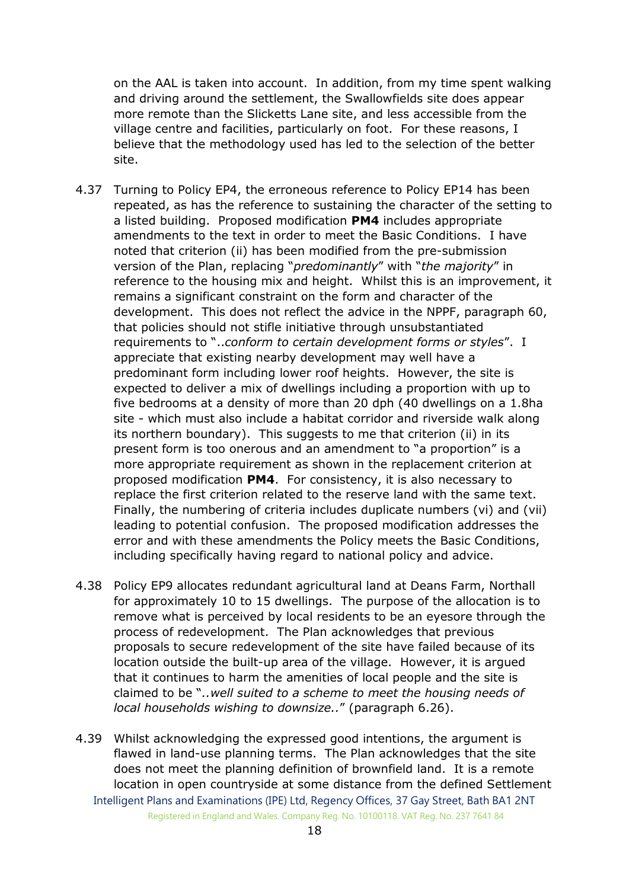on the AAL is taken into account. In addition, from my time spent walking and driving around the settlement, the Swallowfields site does appear more remote than the Slicketts Lane site, and less accessible from the village centre and facilities, particularly on foot. For these reasons, I believe that the methodology used has led to the selection of the better site.

4.37 Turning to Policy EP4, the erroneous reference to Policy EP14 has been repeated, as has the reference to sustaining the character of the setting to a listed building. Proposed modification **PM4** includes appropriate amendments to the text in order to meet the Basic Conditions. I have noted that criterion (ii) has been modified from the pre-submission version of the Plan, replacing "*predominantly*" with "*the majority*" in reference to the housing mix and height. Whilst this is an improvement, it remains a significant constraint on the form and character of the development. This does not reflect the advice in the NPPF, paragraph 60, that policies should not stifle initiative through unsubstantiated requirements to "..*conform to certain development forms or styles*". I appreciate that existing nearby development may well have a predominant form including lower roof heights. However, the site is expected to deliver a mix of dwellings including a proportion with up to five bedrooms at a density of more than 20 dph (40 dwellings on a 1.8ha site - which must also include a habitat corridor and riverside walk along its northern boundary). This suggests to me that criterion (ii) in its present form is too onerous and an amendment to "a proportion" is a more appropriate requirement as shown in the replacement criterion at proposed modification **PM4**. For consistency, it is also necessary to replace the first criterion related to the reserve land with the same text. Finally, the numbering of criteria includes duplicate numbers (vi) and (vii) leading to potential confusion. The proposed modification addresses the error and with these amendments the Policy meets the Basic Conditions, including specifically having regard to national policy and advice.

4.38 Policy EP9 allocates redundant agricultural land at Deans Farm, Northall for approximately 10 to 15 dwellings. The purpose of the allocation is to remove what is perceived by local residents to be an eyesore through the process of redevelopment. The Plan acknowledges that previous proposals to secure redevelopment of the site have failed because of its location outside the built-up area of the village. However, it is argued that it continues to harm the amenities of local people and the site is claimed to be "*..well suited to a scheme to meet the housing needs of local households wishing to downsize..*" (paragraph 6.26).

4.39 Whilst acknowledging the expressed good intentions, the argument is flawed in land-use planning terms. The Plan acknowledges that the site does not meet the planning definition of brownfield land. It is a remote location in open countryside at some distance from the defined Settlement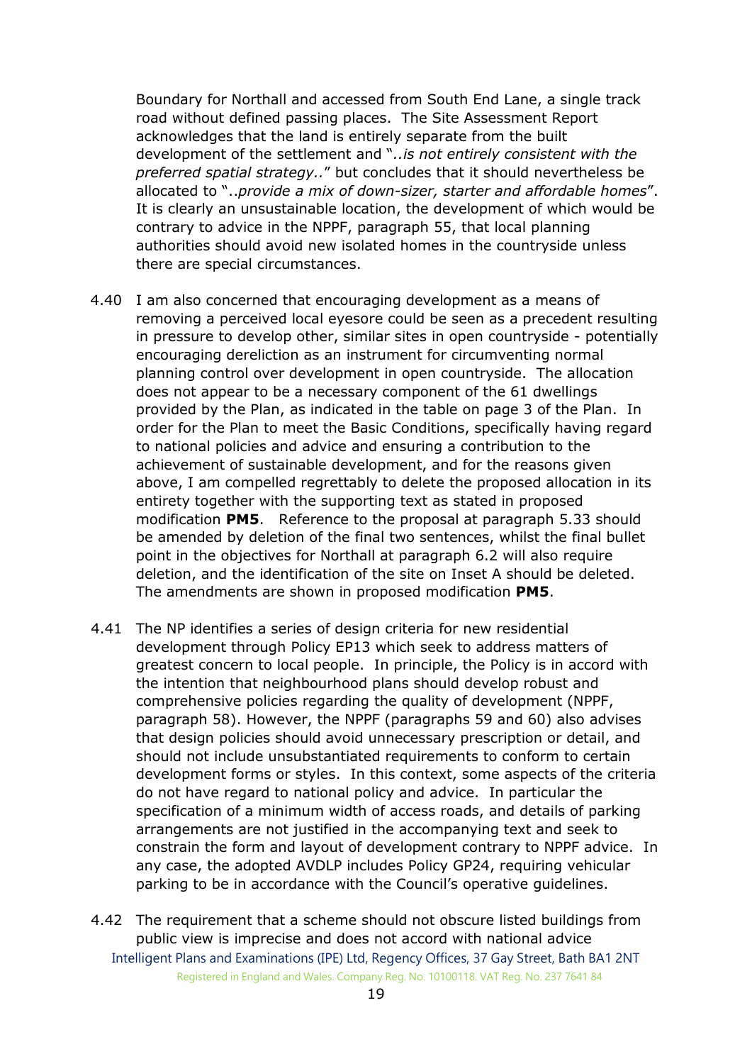Boundary for Northall and accessed from South End Lane, a single track road without defined passing places. The Site Assessment Report acknowledges that the land is entirely separate from the built development of the settlement and "*..is not entirely consistent with the preferred spatial strategy..*" but concludes that it should nevertheless be allocated to "..*provide a mix of down-sizer, starter and affordable homes*". It is clearly an unsustainable location, the development of which would be contrary to advice in the NPPF, paragraph 55, that local planning authorities should avoid new isolated homes in the countryside unless there are special circumstances.

4.40 I am also concerned that encouraging development as a means of removing a perceived local eyesore could be seen as a precedent resulting in pressure to develop other, similar sites in open countryside - potentially encouraging dereliction as an instrument for circumventing normal planning control over development in open countryside. The allocation does not appear to be a necessary component of the 61 dwellings provided by the Plan, as indicated in the table on page 3 of the Plan. In order for the Plan to meet the Basic Conditions, specifically having regard to national policies and advice and ensuring a contribution to the achievement of sustainable development, and for the reasons given above, I am compelled regrettably to delete the proposed allocation in its entirety together with the supporting text as stated in proposed modification **PM5**. Reference to the proposal at paragraph 5.33 should be amended by deletion of the final two sentences, whilst the final bullet point in the objectives for Northall at paragraph 6.2 will also require deletion, and the identification of the site on Inset A should be deleted. The amendments are shown in proposed modification **PM5**.

4.41 The NP identifies a series of design criteria for new residential development through Policy EP13 which seek to address matters of greatest concern to local people. In principle, the Policy is in accord with the intention that neighbourhood plans should develop robust and comprehensive policies regarding the quality of development (NPPF, paragraph 58). However, the NPPF (paragraphs 59 and 60) also advises that design policies should avoid unnecessary prescription or detail, and should not include unsubstantiated requirements to conform to certain development forms or styles. In this context, some aspects of the criteria do not have regard to national policy and advice. In particular the specification of a minimum width of access roads, and details of parking arrangements are not justified in the accompanying text and seek to constrain the form and layout of development contrary to NPPF advice. In any case, the adopted AVDLP includes Policy GP24, requiring vehicular parking to be in accordance with the Council's operative guidelines.

4.42 The requirement that a scheme should not obscure listed buildings from public view is imprecise and does not accord with national advice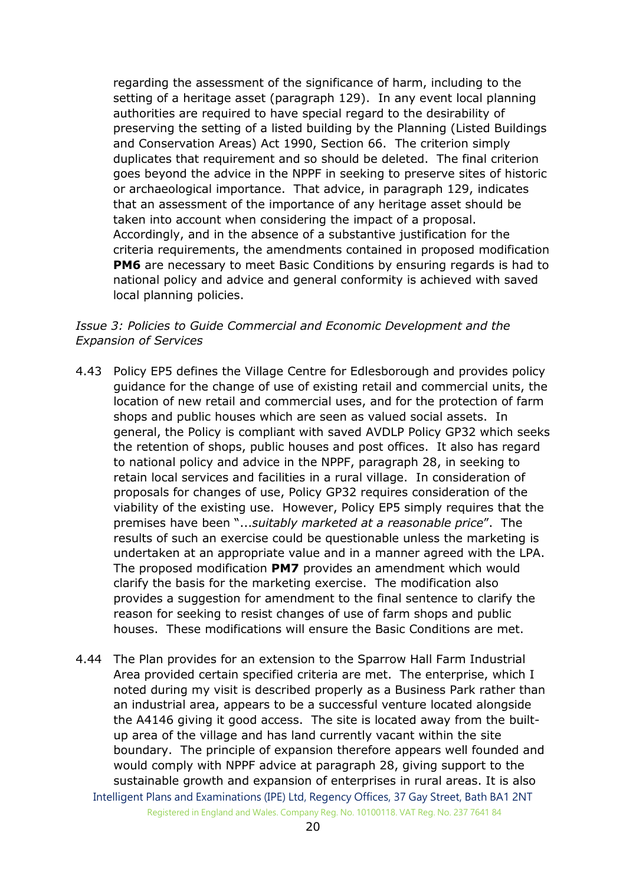regarding the assessment of the significance of harm, including to the setting of a heritage asset (paragraph 129). In any event local planning authorities are required to have special regard to the desirability of preserving the setting of a listed building by the Planning (Listed Buildings and Conservation Areas) Act 1990, Section 66. The criterion simply duplicates that requirement and so should be deleted. The final criterion goes beyond the advice in the NPPF in seeking to preserve sites of historic or archaeological importance. That advice, in paragraph 129, indicates that an assessment of the importance of any heritage asset should be taken into account when considering the impact of a proposal. Accordingly, and in the absence of a substantive justification for the criteria requirements, the amendments contained in proposed modification **PM6** are necessary to meet Basic Conditions by ensuring regards is had to national policy and advice and general conformity is achieved with saved local planning policies.

*Issue 3: Policies to Guide Commercial and Economic Development and the Expansion of Services*

4.43 Policy EP5 defines the Village Centre for Edlesborough and provides policy guidance for the change of use of existing retail and commercial units, the location of new retail and commercial uses, and for the protection of farm shops and public houses which are seen as valued social assets. In general, the Policy is compliant with saved AVDLP Policy GP32 which seeks the retention of shops, public houses and post offices. It also has regard to national policy and advice in the NPPF, paragraph 28, in seeking to retain local services and facilities in a rural village. In consideration of proposals for changes of use, Policy GP32 requires consideration of the viability of the existing use. However, Policy EP5 simply requires that the premises have been "...*suitably marketed at a reasonable price*". The results of such an exercise could be questionable unless the marketing is undertaken at an appropriate value and in a manner agreed with the LPA. The proposed modification **PM7** provides an amendment which would clarify the basis for the marketing exercise. The modification also provides a suggestion for amendment to the final sentence to clarify the reason for seeking to resist changes of use of farm shops and public houses. These modifications will ensure the Basic Conditions are met.

4.44 The Plan provides for an extension to the Sparrow Hall Farm Industrial Area provided certain specified criteria are met. The enterprise, which I noted during my visit is described properly as a Business Park rather than an industrial area, appears to be a successful venture located alongside the A4146 giving it good access. The site is located away from the built-up area of the village and has land currently vacant within the site boundary. The principle of expansion therefore appears well founded and would comply with NPPF advice at paragraph 28, giving support to the sustainable growth and expansion of enterprises in rural areas. It is also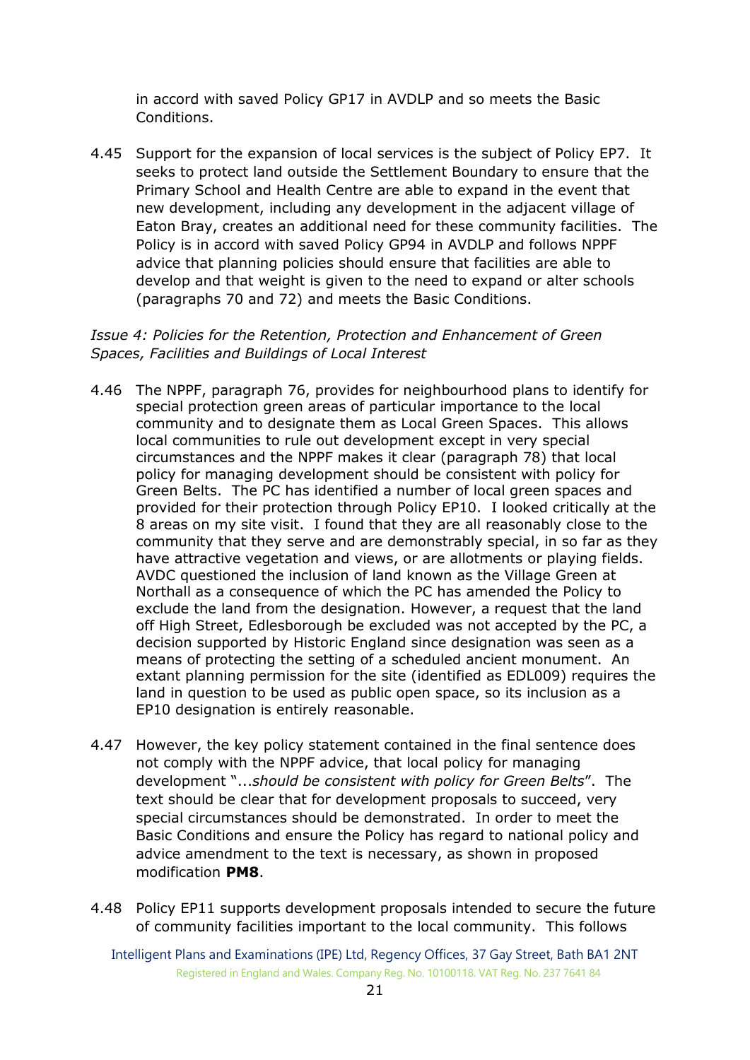in accord with saved Policy GP17 in AVDLP and so meets the Basic Conditions.

4.45 Support for the expansion of local services is the subject of Policy EP7. It seeks to protect land outside the Settlement Boundary to ensure that the Primary School and Health Centre are able to expand in the event that new development, including any development in the adjacent village of Eaton Bray, creates an additional need for these community facilities. The Policy is in accord with saved Policy GP94 in AVDLP and follows NPPF advice that planning policies should ensure that facilities are able to develop and that weight is given to the need to expand or alter schools (paragraphs 70 and 72) and meets the Basic Conditions.

*Issue 4: Policies for the Retention, Protection and Enhancement of Green Spaces, Facilities and Buildings of Local Interest*

4.46 The NPPF, paragraph 76, provides for neighbourhood plans to identify for special protection green areas of particular importance to the local community and to designate them as Local Green Spaces. This allows local communities to rule out development except in very special circumstances and the NPPF makes it clear (paragraph 78) that local policy for managing development should be consistent with policy for Green Belts. The PC has identified a number of local green spaces and provided for their protection through Policy EP10. I looked critically at the 8 areas on my site visit. I found that they are all reasonably close to the community that they serve and are demonstrably special, in so far as they have attractive vegetation and views, or are allotments or playing fields. AVDC questioned the inclusion of land known as the Village Green at Northall as a consequence of which the PC has amended the Policy to exclude the land from the designation. However, a request that the land off High Street, Edlesborough be excluded was not accepted by the PC, a decision supported by Historic England since designation was seen as a means of protecting the setting of a scheduled ancient monument. An extant planning permission for the site (identified as EDL009) requires the land in question to be used as public open space, so its inclusion as a EP10 designation is entirely reasonable.

4.47 However, the key policy statement contained in the final sentence does not comply with the NPPF advice, that local policy for managing development "...*should be consistent with policy for Green Belts*". The text should be clear that for development proposals to succeed, very special circumstances should be demonstrated. In order to meet the Basic Conditions and ensure the Policy has regard to national policy and advice amendment to the text is necessary, as shown in proposed modification **PM8**.

4.48 Policy EP11 supports development proposals intended to secure the future of community facilities important to the local community. This follows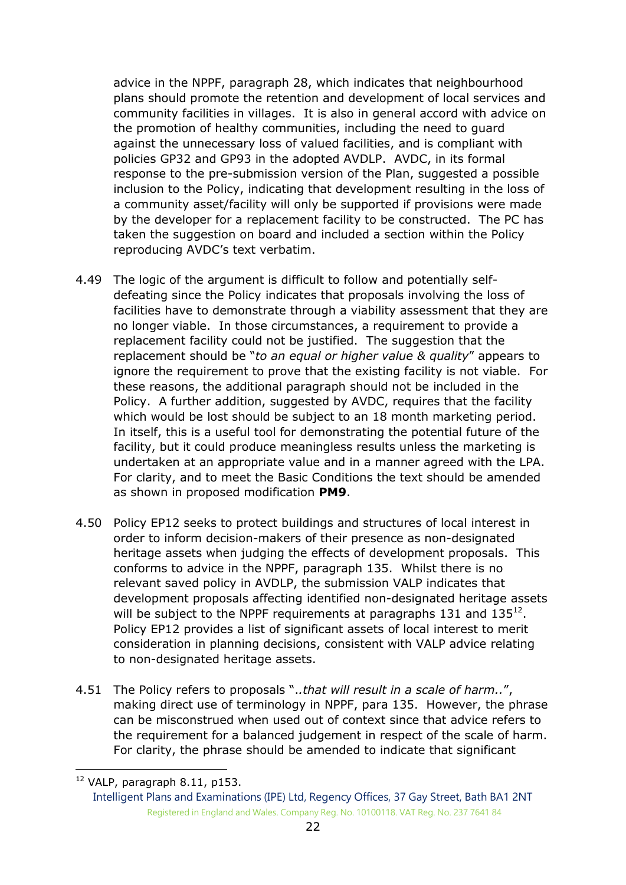advice in the NPPF, paragraph 28, which indicates that neighbourhood plans should promote the retention and development of local services and community facilities in villages. It is also in general accord with advice on the promotion of healthy communities, including the need to guard against the unnecessary loss of valued facilities, and is compliant with policies GP32 and GP93 in the adopted AVDLP. AVDC, in its formal response to the pre-submission version of the Plan, suggested a possible inclusion to the Policy, indicating that development resulting in the loss of a community asset/facility will only be supported if provisions were made by the developer for a replacement facility to be constructed. The PC has taken the suggestion on board and included a section within the Policy reproducing AVDC's text verbatim.

4.49 The logic of the argument is difficult to follow and potentially self-defeating since the Policy indicates that proposals involving the loss of facilities have to demonstrate through a viability assessment that they are no longer viable. In those circumstances, a requirement to provide a replacement facility could not be justified. The suggestion that the replacement should be "*to an equal or higher value & quality*" appears to ignore the requirement to prove that the existing facility is not viable. For these reasons, the additional paragraph should not be included in the Policy. A further addition, suggested by AVDC, requires that the facility which would be lost should be subject to an 18 month marketing period. In itself, this is a useful tool for demonstrating the potential future of the facility, but it could produce meaningless results unless the marketing is undertaken at an appropriate value and in a manner agreed with the LPA. For clarity, and to meet the Basic Conditions the text should be amended as shown in proposed modification **PM9**.

4.50 Policy EP12 seeks to protect buildings and structures of local interest in order to inform decision-makers of their presence as non-designated heritage assets when judging the effects of development proposals. This conforms to advice in the NPPF, paragraph 135. Whilst there is no relevant saved policy in AVDLP, the submission VALP indicates that development proposals affecting identified non-designated heritage assets will be subject to the NPPF requirements at paragraphs 131 and 135[12]. Policy EP12 provides a list of significant assets of local interest to merit consideration in planning decisions, consistent with VALP advice relating to non-designated heritage assets.

4.51 The Policy refers to proposals "*..that will result in a scale of harm..*", making direct use of terminology in NPPF, para 135. However, the phrase can be misconstrued when used out of context since that advice refers to the requirement for a balanced judgement in respect of the scale of harm. For clarity, the phrase should be amended to indicate that significant

---

[12] VALP, paragraph 8.11, p153.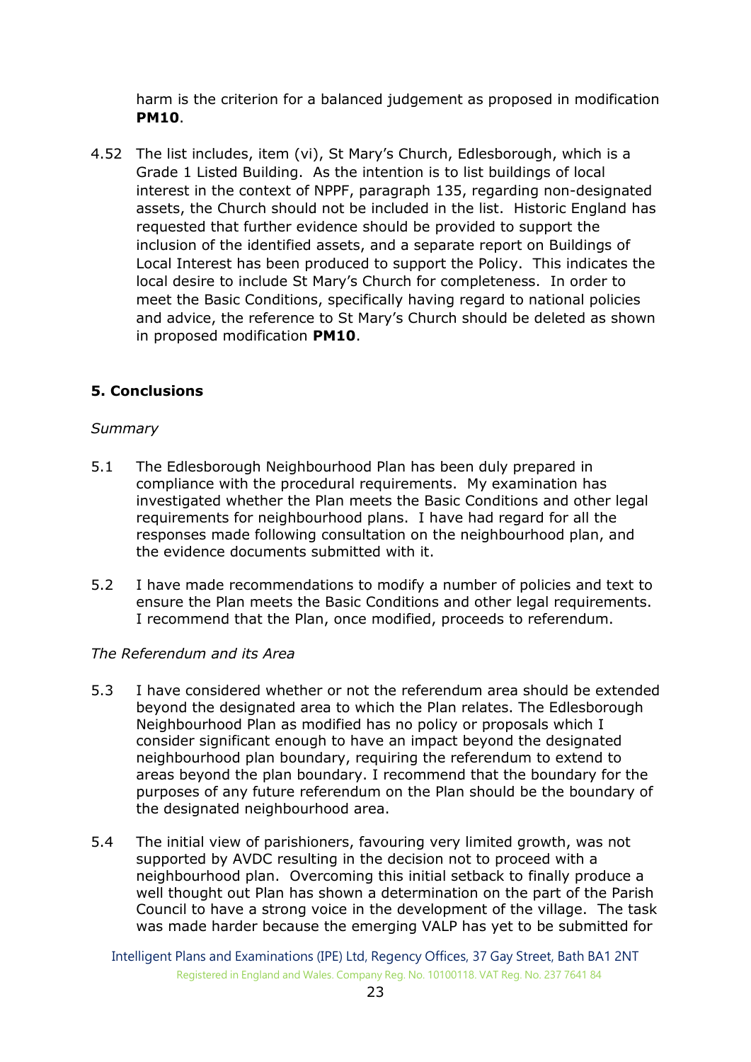harm is the criterion for a balanced judgement as proposed in modification **PM10**.

4.52 The list includes, item (vi), St Mary's Church, Edlesborough, which is a Grade 1 Listed Building. As the intention is to list buildings of local interest in the context of NPPF, paragraph 135, regarding non-designated assets, the Church should not be included in the list. Historic England has requested that further evidence should be provided to support the inclusion of the identified assets, and a separate report on Buildings of Local Interest has been produced to support the Policy. This indicates the local desire to include St Mary's Church for completeness. In order to meet the Basic Conditions, specifically having regard to national policies and advice, the reference to St Mary's Church should be deleted as shown in proposed modification **PM10**.

## 5. Conclusions

*Summary*

5.1 The Edlesborough Neighbourhood Plan has been duly prepared in compliance with the procedural requirements. My examination has investigated whether the Plan meets the Basic Conditions and other legal requirements for neighbourhood plans. I have had regard for all the responses made following consultation on the neighbourhood plan, and the evidence documents submitted with it.

5.2 I have made recommendations to modify a number of policies and text to ensure the Plan meets the Basic Conditions and other legal requirements. I recommend that the Plan, once modified, proceeds to referendum.

*The Referendum and its Area*

5.3 I have considered whether or not the referendum area should be extended beyond the designated area to which the Plan relates. The Edlesborough Neighbourhood Plan as modified has no policy or proposals which I consider significant enough to have an impact beyond the designated neighbourhood plan boundary, requiring the referendum to extend to areas beyond the plan boundary. I recommend that the boundary for the purposes of any future referendum on the Plan should be the boundary of the designated neighbourhood area.

5.4 The initial view of parishioners, favouring very limited growth, was not supported by AVDC resulting in the decision not to proceed with a neighbourhood plan. Overcoming this initial setback to finally produce a well thought out Plan has shown a determination on the part of the Parish Council to have a strong voice in the development of the village. The task was made harder because the emerging VALP has yet to be submitted for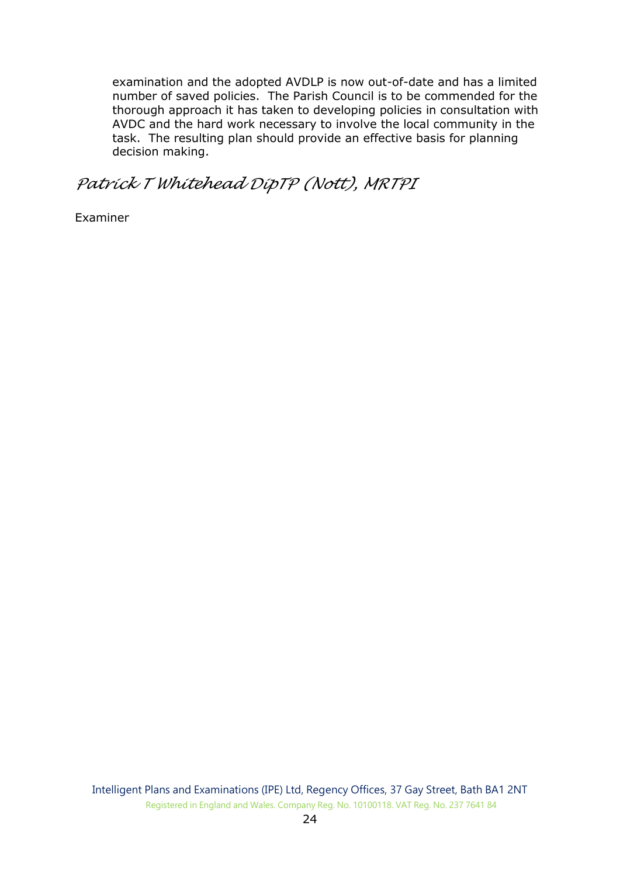examination and the adopted AVDLP is now out-of-date and has a limited number of saved policies. The Parish Council is to be commended for the thorough approach it has taken to developing policies in consultation with AVDC and the hard work necessary to involve the local community in the task. The resulting plan should provide an effective basis for planning decision making.

*Patrick T Whitehead DipTP (Nott), MRTPI*

Examiner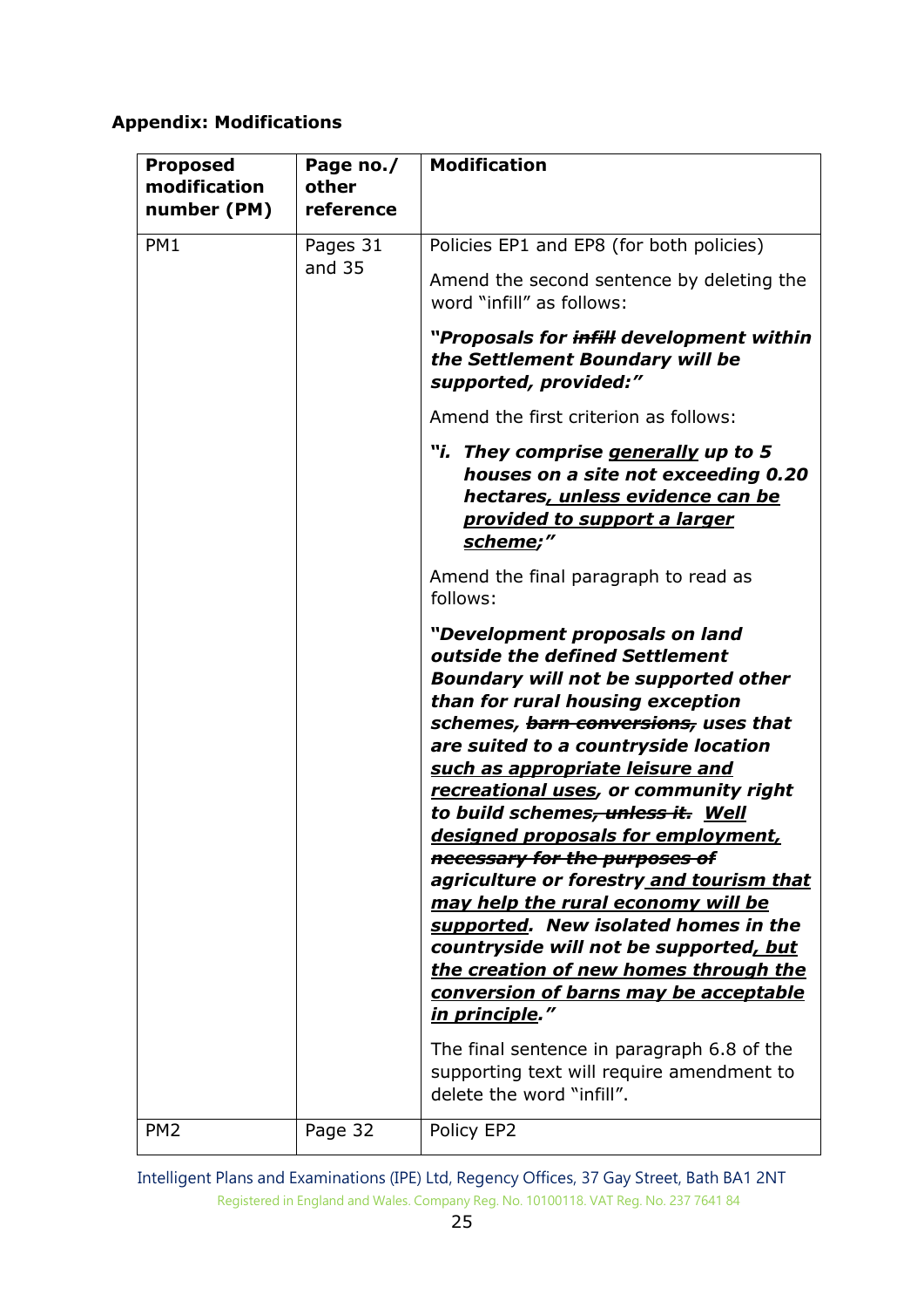**Appendix: Modifications**

| Proposed modification number (PM) | Page no./ other reference | Modification |
|---|---|---|
| PM1 | Pages 31 and 35 | Policies EP1 and EP8 (for both policies)<br><br>Amend the second sentence by deleting the word "infill" as follows:<br><br>***"Proposals for ~~infill~~ development within the Settlement Boundary will be supported, provided:"***<br><br>Amend the first criterion as follows:<br><br>***"i. They comprise <u>generally</u> up to 5 houses on a site not exceeding 0.20 hectares<u>, unless evidence can be provided to support a larger scheme</u>;"***<br><br>Amend the final paragraph to read as follows:<br><br>***"Development proposals on land outside the defined Settlement Boundary will not be supported other than for rural housing exception schemes, ~~barn conversions,~~ uses that are suited to a countryside location <u>such as appropriate leisure and recreational uses</u>, or community right to build schemes~~, unless it.~~ <u>Well designed proposals for employment,</u> ~~necessary for the purposes of~~ agriculture or forestry <u>and tourism that may help the rural economy will be supported</u>. New isolated homes in the countryside will not be supported<u>, but the creation of new homes through the conversion of barns may be acceptable in principle</u>."***<br><br>The final sentence in paragraph 6.8 of the supporting text will require amendment to delete the word "infill". |
| PM2 | Page 32 | Policy EP2 |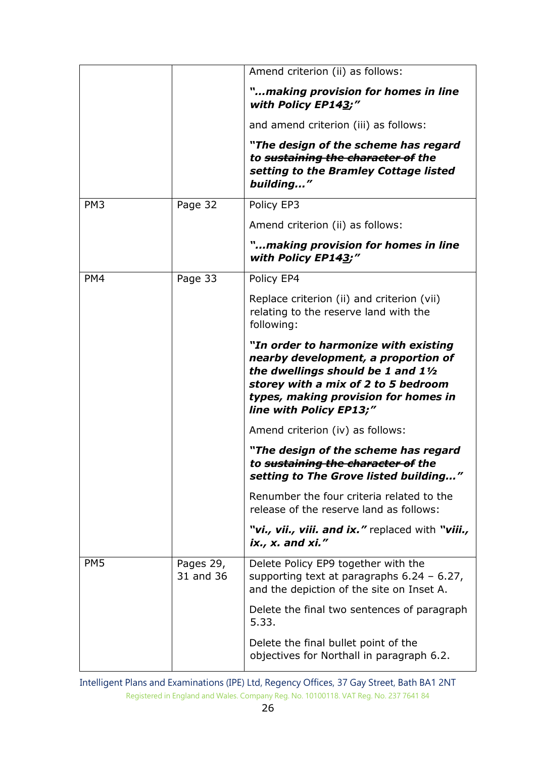| | | |
|---|---|---|
| | | Amend criterion (ii) as follows:<br><br>***"…making provision for homes in line with Policy EP1~~4~~<u>3</u>;"***<br><br>and amend criterion (iii) as follows:<br><br>***"The design of the scheme has regard to ~~sustaining the character of~~ the setting to the Bramley Cottage listed building…"*** |
| PM3 | Page 32 | Policy EP3<br><br>Amend criterion (ii) as follows:<br><br>***"…making provision for homes in line with Policy EP1~~4~~<u>3</u>;"*** |
| PM4 | Page 33 | Policy EP4<br><br>Replace criterion (ii) and criterion (vii) relating to the reserve land with the following:<br><br>***"In order to harmonize with existing nearby development, a proportion of the dwellings should be 1 and 1½ storey with a mix of 2 to 5 bedroom types, making provision for homes in line with Policy EP13;"***<br><br>Amend criterion (iv) as follows:<br><br>***"The design of the scheme has regard to ~~sustaining the character of~~ the setting to The Grove listed building…"***<br><br>Renumber the four criteria related to the release of the reserve land as follows:<br><br>***"vi., vii., viii. and ix."*** replaced with ***"viii., ix., x. and xi."*** |
| PM5 | Pages 29, 31 and 36 | Delete Policy EP9 together with the supporting text at paragraphs 6.24 – 6.27, and the depiction of the site on Inset A.<br><br>Delete the final two sentences of paragraph 5.33.<br><br>Delete the final bullet point of the objectives for Northall in paragraph 6.2. |

Intelligent Plans and Examinations (IPE) Ltd, Regency Offices, 37 Gay Street, Bath BA1 2NT
Registered in England and Wales. Company Reg. No. 10100118. VAT Reg. No. 237 7641 84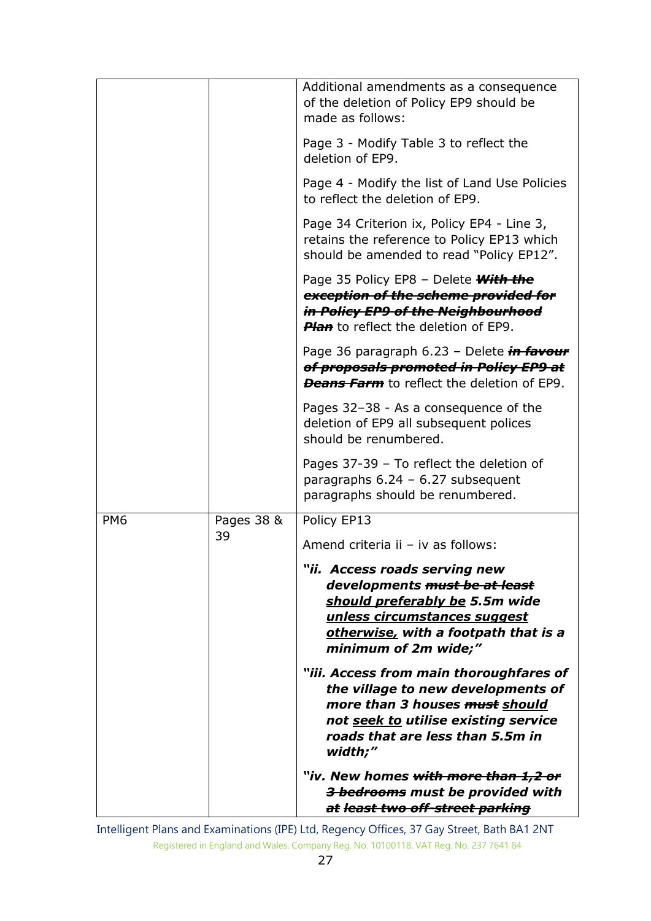| | | |
|---|---|---|
| | | Additional amendments as a consequence of the deletion of Policy EP9 should be made as follows:<br><br>Page 3 - Modify Table 3 to reflect the deletion of EP9.<br><br>Page 4 - Modify the list of Land Use Policies to reflect the deletion of EP9.<br><br>Page 34 Criterion ix, Policy EP4 - Line 3, retains the reference to Policy EP13 which should be amended to read "Policy EP12".<br><br>Page 35 Policy EP8 – Delete ~~***With the exception of the scheme provided for in Policy EP9 of the Neighbourhood Plan***~~ to reflect the deletion of EP9.<br><br>Page 36 paragraph 6.23 – Delete ~~***in favour of proposals promoted in Policy EP9 at Deans Farm***~~ to reflect the deletion of EP9.<br><br>Pages 32–38 - As a consequence of the deletion of EP9 all subsequent polices should be renumbered.<br><br>Pages 37-39 – To reflect the deletion of paragraphs 6.24 – 6.27 subsequent paragraphs should be renumbered. |
| PM6 | Pages 38 & 39 | Policy EP13<br><br>Amend criteria ii – iv as follows:<br><br>***"ii. Access roads serving new developments ~~must be at least~~ <u>should preferably be</u> 5.5m wide <u>unless circumstances suggest otherwise,</u> with a footpath that is a minimum of 2m wide;"***<br><br>***"iii. Access from main thoroughfares of the village to new developments of more than 3 houses ~~must~~ <u>should</u> not <u>seek to</u> utilise existing service roads that are less than 5.5m in width;"***<br><br>***"iv. New homes ~~with more than 1,2 or 3 bedrooms~~ must be provided with ~~at least two off-street parking~~*** |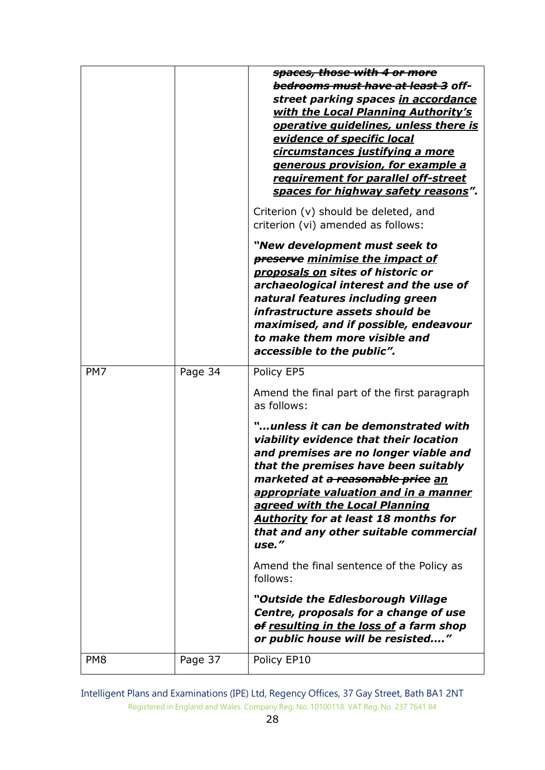| | | |
|---|---|---|
| | | ***~~spaces, those with 4 or more bedrooms must have at least 3~~ off-street parking spaces <u>in accordance with the Local Planning Authority's operative guidelines, unless there is evidence of specific local circumstances justifying a more generous provision, for example a requirement for parallel off-street spaces for highway safety reasons</u>".*** <br><br> Criterion (v) should be deleted, and criterion (vi) amended as follows: <br><br> ***"New development must seek to ~~preserve~~ <u>minimise the impact of proposals on</u> sites of historic or archaeological interest and the use of natural features including green infrastructure assets should be maximised, and if possible, endeavour to make them more visible and accessible to the public".*** |
| PM7 | Page 34 | Policy EP5 <br><br> Amend the final part of the first paragraph as follows: <br><br> ***"...unless it can be demonstrated with viability evidence that their location and premises are no longer viable and that the premises have been suitably marketed at ~~a reasonable price~~ <u>an appropriate valuation and in a manner agreed with the Local Planning Authority</u> for at least 18 months for that and any other suitable commercial use."*** <br><br> Amend the final sentence of the Policy as follows: <br><br> ***"Outside the Edlesborough Village Centre, proposals for a change of use ~~of~~ <u>resulting in the loss of</u> a farm shop or public house will be resisted...."*** |
| PM8 | Page 37 | Policy EP10 |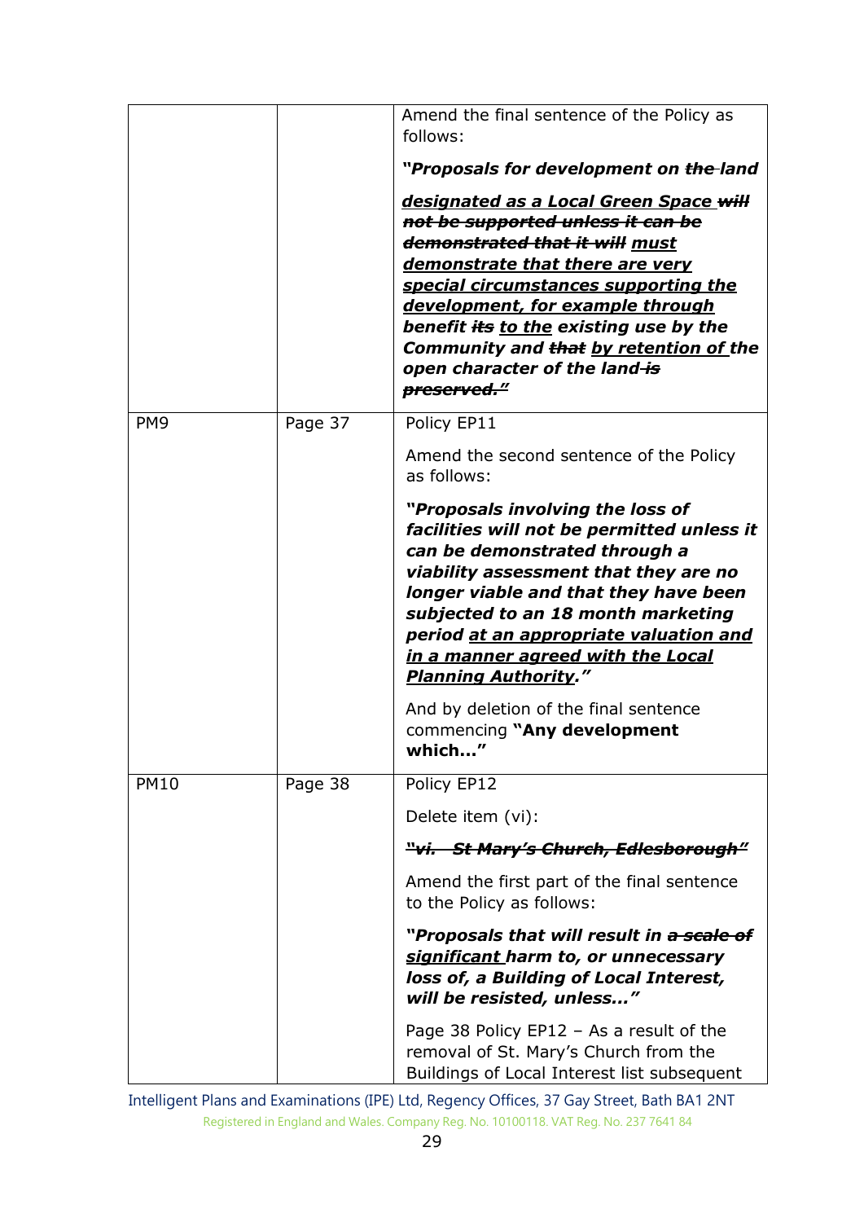| | | |
|---|---|---|
| | | Amend the final sentence of the Policy as follows:<br><br>***"Proposals for development on ~~the~~ land <u>designated as a Local Green Space</u> ~~will not be supported unless it can be demonstrated that it will~~ <u>must demonstrate that there are very special circumstances supporting the development, for example through</u> benefit ~~its~~ <u>to the</u> existing use by the Community and ~~that~~ <u>by retention of</u> the open character of the land ~~is preserved.~~"*** |
| PM9 | Page 37 | Policy EP11<br><br>Amend the second sentence of the Policy as follows:<br><br>***"Proposals involving the loss of facilities will not be permitted unless it can be demonstrated through a viability assessment that they are no longer viable and that they have been subjected to an 18 month marketing period <u>at an appropriate valuation and in a manner agreed with the Local Planning Authority</u>."***<br><br>And by deletion of the final sentence commencing **"Any development which…"** |
| PM10 | Page 38 | Policy EP12<br><br>Delete item (vi):<br><br>***~~"vi. St Mary's Church, Edlesborough"~~***<br><br>Amend the first part of the final sentence to the Policy as follows:<br><br>***"Proposals that will result in ~~a scale of~~ <u>significant</u> harm to, or unnecessary loss of, a Building of Local Interest, will be resisted, unless…"***<br><br>Page 38 Policy EP12 – As a result of the removal of St. Mary's Church from the Buildings of Local Interest list subsequent |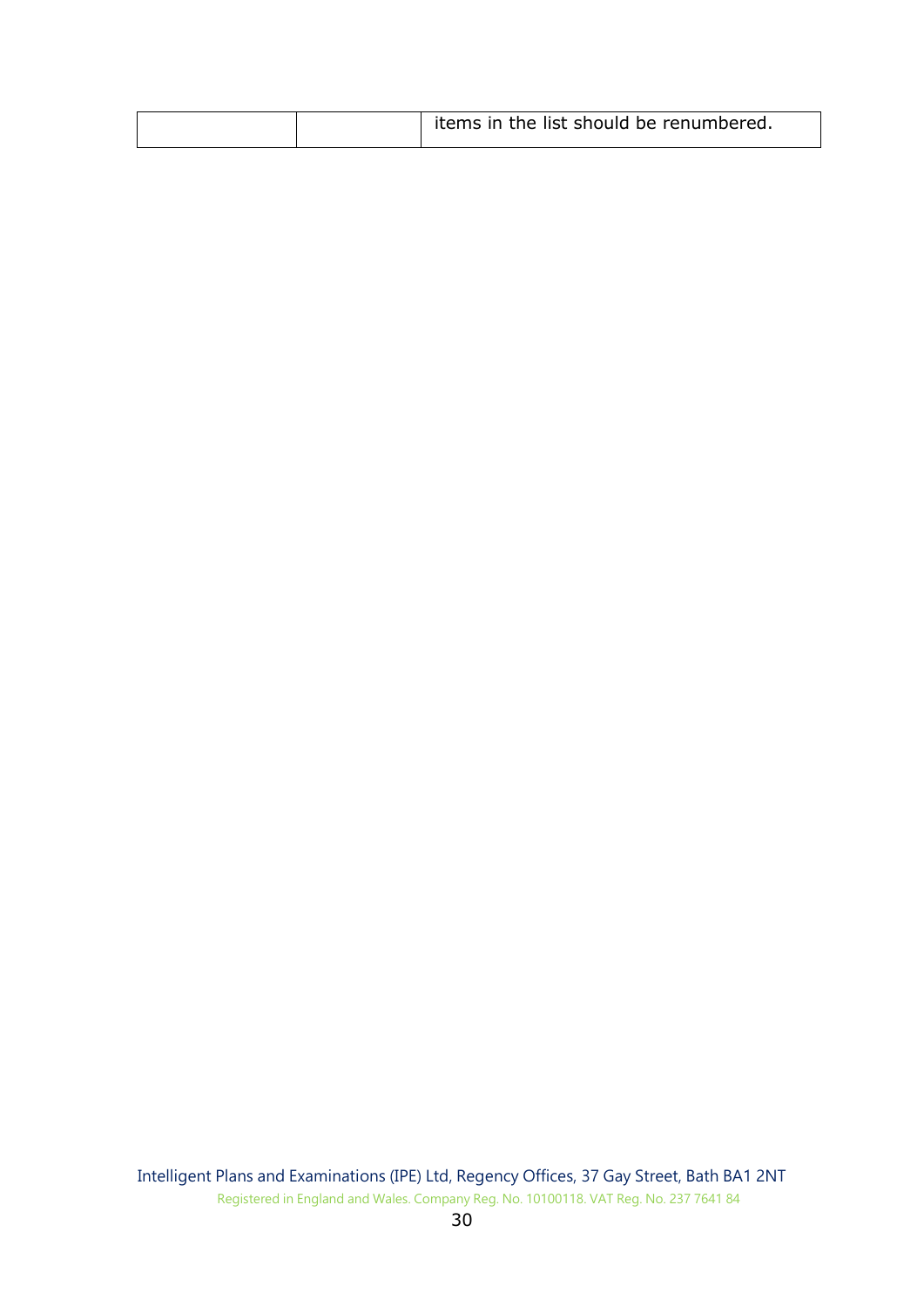| | | |
|---|---|---|
| | | items in the list should be renumbered. |